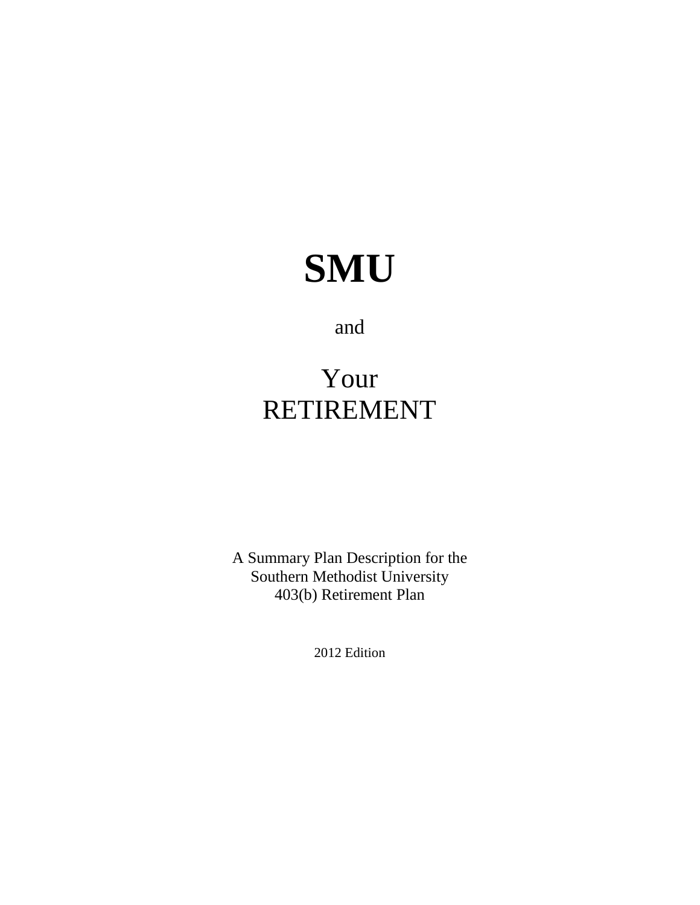# SMU

and

# Your RETIREMENT

A Summary Plan Description for the
Southern Methodist University
403(b) Retirement Plan

2012 Edition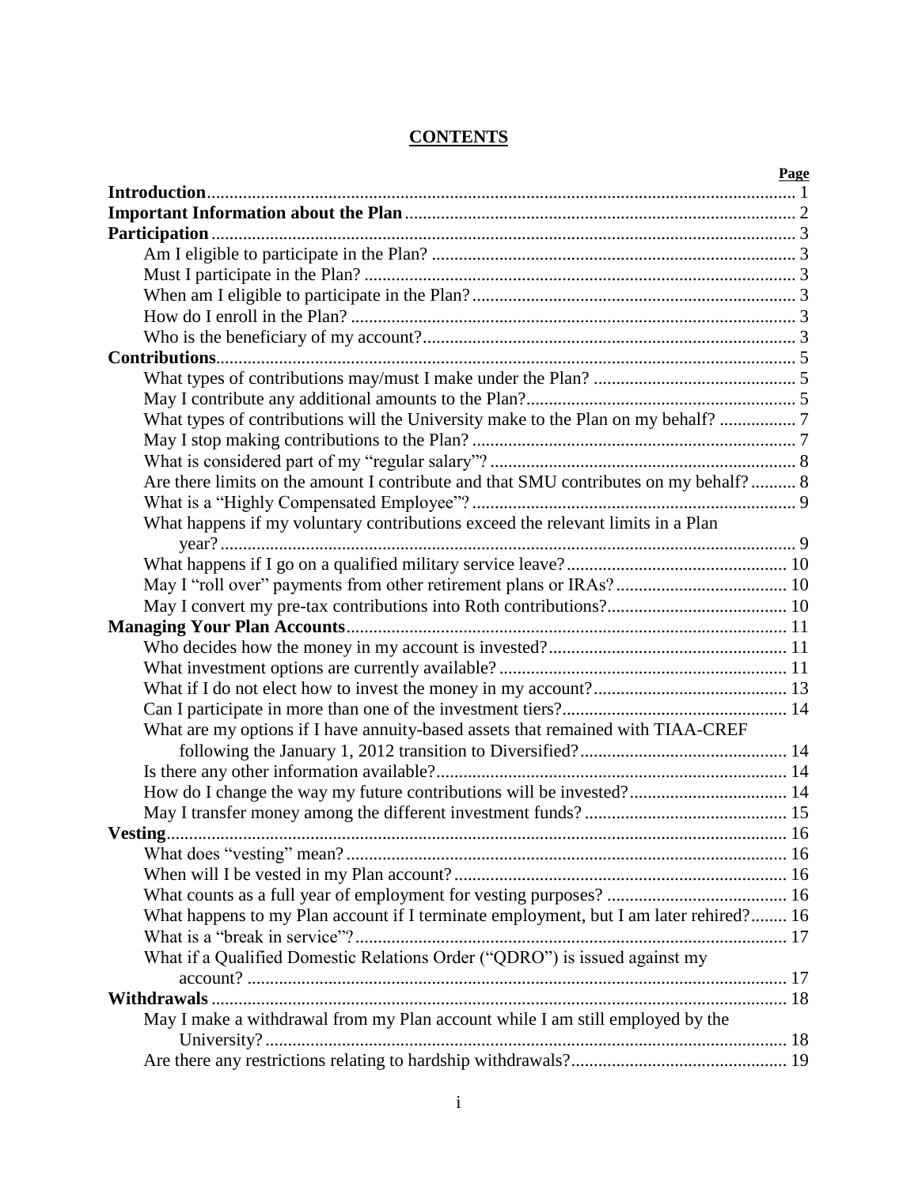# CONTENTS

| | Page |
|---|---|
| **Introduction** | 1 |
| **Important Information about the Plan** | 2 |
| **Participation** | 3 |
| Am I eligible to participate in the Plan? | 3 |
| Must I participate in the Plan? | 3 |
| When am I eligible to participate in the Plan? | 3 |
| How do I enroll in the Plan? | 3 |
| Who is the beneficiary of my account? | 3 |
| **Contributions** | 5 |
| What types of contributions may/must I make under the Plan? | 5 |
| May I contribute any additional amounts to the Plan? | 5 |
| What types of contributions will the University make to the Plan on my behalf? | 7 |
| May I stop making contributions to the Plan? | 7 |
| What is considered part of my "regular salary"? | 8 |
| Are there limits on the amount I contribute and that SMU contributes on my behalf? | 8 |
| What is a "Highly Compensated Employee"? | 9 |
| What happens if my voluntary contributions exceed the relevant limits in a Plan year? | 9 |
| What happens if I go on a qualified military service leave? | 10 |
| May I "roll over" payments from other retirement plans or IRAs? | 10 |
| May I convert my pre-tax contributions into Roth contributions? | 10 |
| **Managing Your Plan Accounts** | 11 |
| Who decides how the money in my account is invested? | 11 |
| What investment options are currently available? | 11 |
| What if I do not elect how to invest the money in my account? | 13 |
| Can I participate in more than one of the investment tiers? | 14 |
| What are my options if I have annuity-based assets that remained with TIAA-CREF following the January 1, 2012 transition to Diversified? | 14 |
| Is there any other information available? | 14 |
| How do I change the way my future contributions will be invested? | 14 |
| May I transfer money among the different investment funds? | 15 |
| **Vesting** | 16 |
| What does "vesting" mean? | 16 |
| When will I be vested in my Plan account? | 16 |
| What counts as a full year of employment for vesting purposes? | 16 |
| What happens to my Plan account if I terminate employment, but I am later rehired? | 16 |
| What is a "break in service"? | 17 |
| What if a Qualified Domestic Relations Order ("QDRO") is issued against my account? | 17 |
| **Withdrawals** | 18 |
| May I make a withdrawal from my Plan account while I am still employed by the University? | 18 |
| Are there any restrictions relating to hardship withdrawals? | 19 |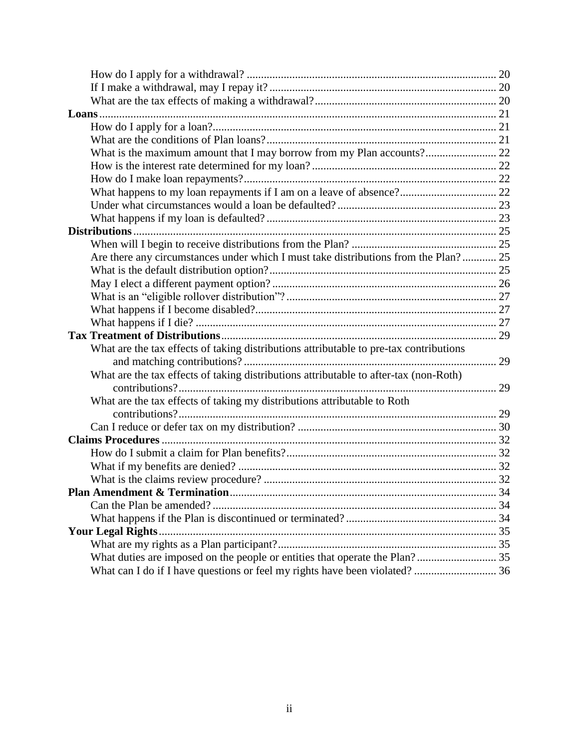- How do I apply for a withdrawal? ... 20
- If I make a withdrawal, may I repay it? ... 20
- What are the tax effects of making a withdrawal? ... 20

**Loans** ... 21

- How do I apply for a loan? ... 21
- What are the conditions of Plan loans? ... 21
- What is the maximum amount that I may borrow from my Plan accounts? ... 22
- How is the interest rate determined for my loan? ... 22
- How do I make loan repayments? ... 22
- What happens to my loan repayments if I am on a leave of absence? ... 22
- Under what circumstances would a loan be defaulted? ... 23
- What happens if my loan is defaulted? ... 23

**Distributions** ... 25

- When will I begin to receive distributions from the Plan? ... 25
- Are there any circumstances under which I must take distributions from the Plan? ... 25
- What is the default distribution option? ... 25
- May I elect a different payment option? ... 26
- What is an "eligible rollover distribution"? ... 27
- What happens if I become disabled? ... 27
- What happens if I die? ... 27

**Tax Treatment of Distributions** ... 29

- What are the tax effects of taking distributions attributable to pre-tax contributions and matching contributions? ... 29
- What are the tax effects of taking distributions attributable to after-tax (non-Roth) contributions? ... 29
- What are the tax effects of taking my distributions attributable to Roth contributions? ... 29
- Can I reduce or defer tax on my distribution? ... 30

**Claims Procedures** ... 32

- How do I submit a claim for Plan benefits? ... 32
- What if my benefits are denied? ... 32
- What is the claims review procedure? ... 32

**Plan Amendment & Termination** ... 34

- Can the Plan be amended? ... 34
- What happens if the Plan is discontinued or terminated? ... 34

**Your Legal Rights** ... 35

- What are my rights as a Plan participant? ... 35
- What duties are imposed on the people or entities that operate the Plan? ... 35
- What can I do if I have questions or feel my rights have been violated? ... 36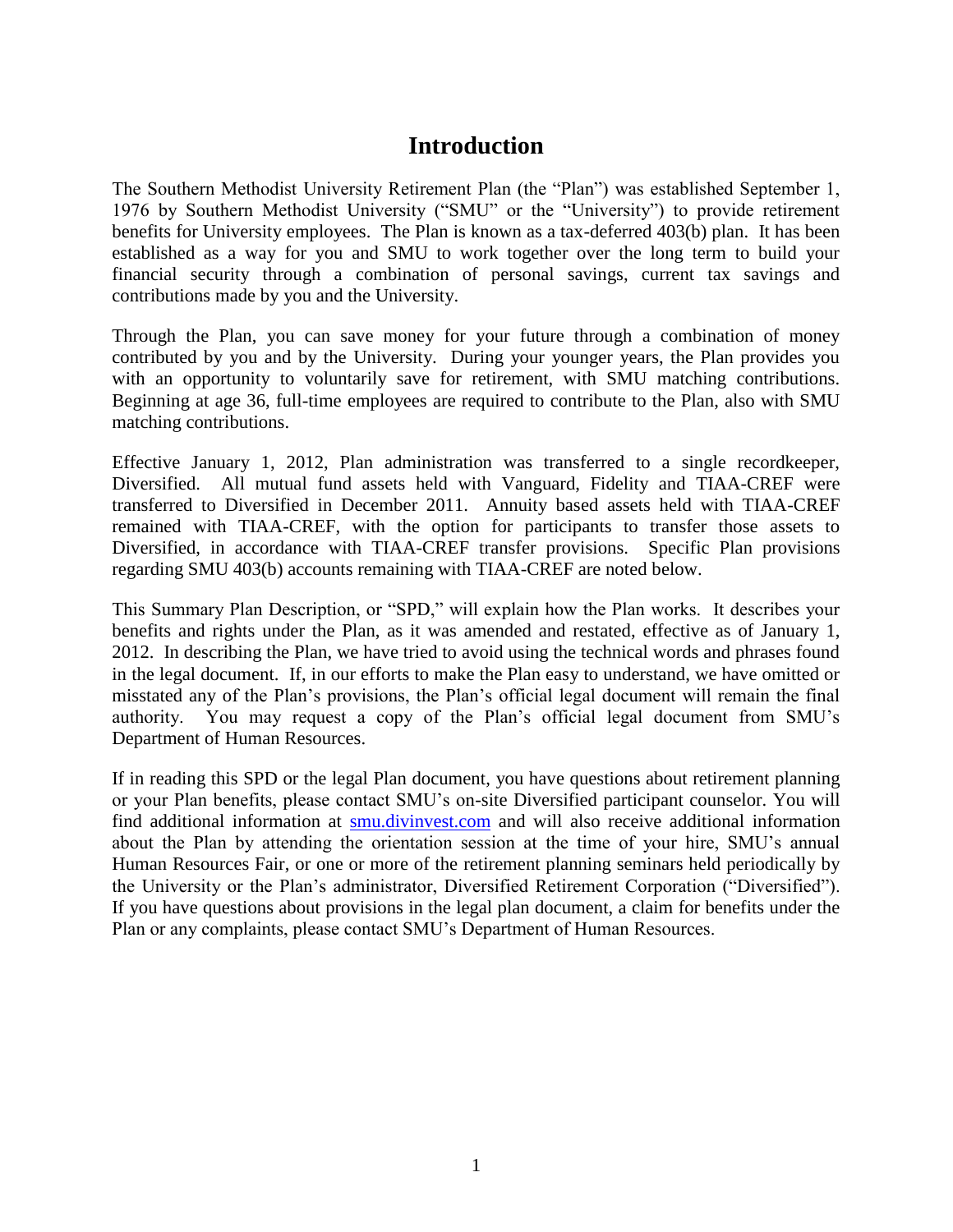# Introduction

The Southern Methodist University Retirement Plan (the "Plan") was established September 1, 1976 by Southern Methodist University ("SMU" or the "University") to provide retirement benefits for University employees. The Plan is known as a tax-deferred 403(b) plan. It has been established as a way for you and SMU to work together over the long term to build your financial security through a combination of personal savings, current tax savings and contributions made by you and the University.

Through the Plan, you can save money for your future through a combination of money contributed by you and by the University. During your younger years, the Plan provides you with an opportunity to voluntarily save for retirement, with SMU matching contributions. Beginning at age 36, full-time employees are required to contribute to the Plan, also with SMU matching contributions.

Effective January 1, 2012, Plan administration was transferred to a single recordkeeper, Diversified. All mutual fund assets held with Vanguard, Fidelity and TIAA-CREF were transferred to Diversified in December 2011. Annuity based assets held with TIAA-CREF remained with TIAA-CREF, with the option for participants to transfer those assets to Diversified, in accordance with TIAA-CREF transfer provisions. Specific Plan provisions regarding SMU 403(b) accounts remaining with TIAA-CREF are noted below.

This Summary Plan Description, or "SPD," will explain how the Plan works. It describes your benefits and rights under the Plan, as it was amended and restated, effective as of January 1, 2012. In describing the Plan, we have tried to avoid using the technical words and phrases found in the legal document. If, in our efforts to make the Plan easy to understand, we have omitted or misstated any of the Plan's provisions, the Plan's official legal document will remain the final authority. You may request a copy of the Plan's official legal document from SMU's Department of Human Resources.

If in reading this SPD or the legal Plan document, you have questions about retirement planning or your Plan benefits, please contact SMU's on-site Diversified participant counselor. You will find additional information at smu.divinvest.com and will also receive additional information about the Plan by attending the orientation session at the time of your hire, SMU's annual Human Resources Fair, or one or more of the retirement planning seminars held periodically by the University or the Plan's administrator, Diversified Retirement Corporation ("Diversified"). If you have questions about provisions in the legal plan document, a claim for benefits under the Plan or any complaints, please contact SMU's Department of Human Resources.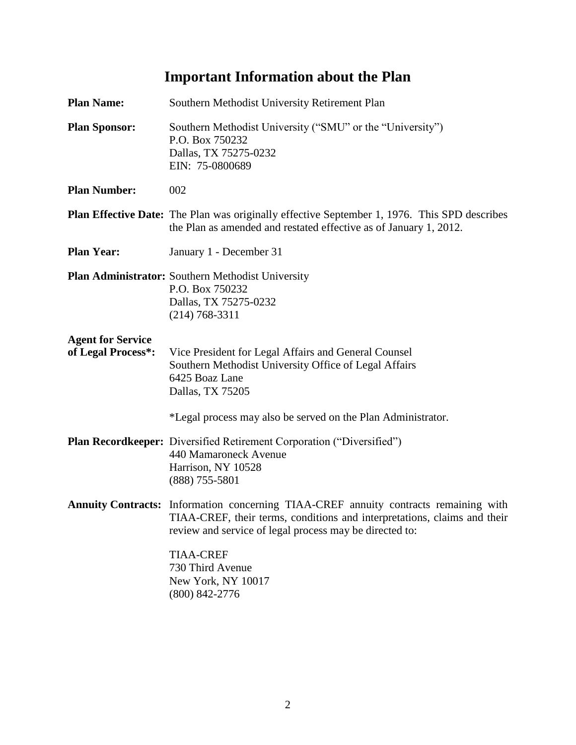# Important Information about the Plan

**Plan Name:** Southern Methodist University Retirement Plan

**Plan Sponsor:** Southern Methodist University ("SMU" or the "University")
P.O. Box 750232
Dallas, TX 75275-0232
EIN: 75-0800689

**Plan Number:** 002

**Plan Effective Date:** The Plan was originally effective September 1, 1976. This SPD describes the Plan as amended and restated effective as of January 1, 2012.

**Plan Year:** January 1 - December 31

**Plan Administrator:** Southern Methodist University
P.O. Box 750232
Dallas, TX 75275-0232
(214) 768-3311

**Agent for Service of Legal Process*:** Vice President for Legal Affairs and General Counsel
Southern Methodist University Office of Legal Affairs
6425 Boaz Lane
Dallas, TX 75205

*Legal process may also be served on the Plan Administrator.

**Plan Recordkeeper:** Diversified Retirement Corporation ("Diversified")
440 Mamaroneck Avenue
Harrison, NY 10528
(888) 755-5801

**Annuity Contracts:** Information concerning TIAA-CREF annuity contracts remaining with TIAA-CREF, their terms, conditions and interpretations, claims and their review and service of legal process may be directed to:

TIAA-CREF
730 Third Avenue
New York, NY 10017
(800) 842-2776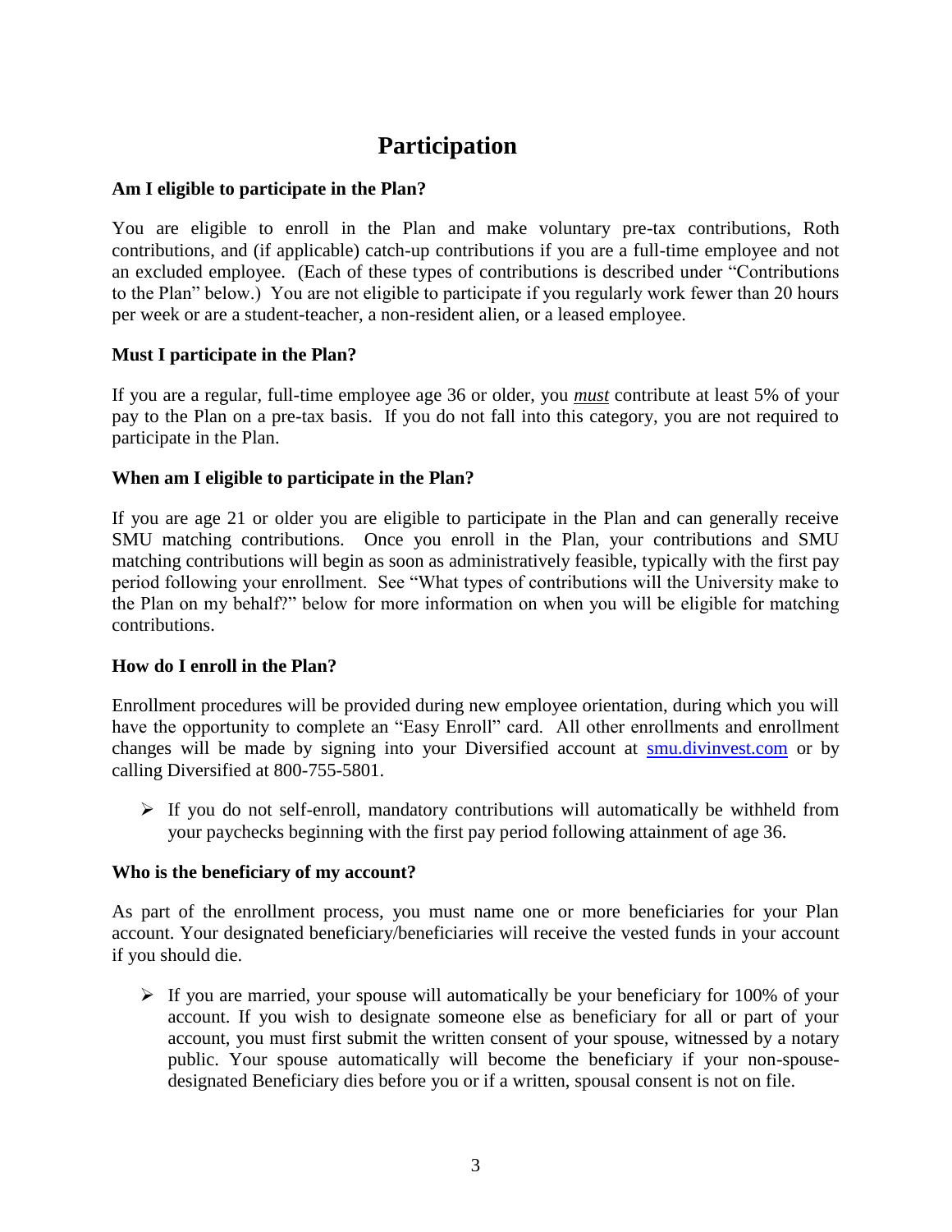# Participation

**Am I eligible to participate in the Plan?**

You are eligible to enroll in the Plan and make voluntary pre-tax contributions, Roth contributions, and (if applicable) catch-up contributions if you are a full-time employee and not an excluded employee. (Each of these types of contributions is described under "Contributions to the Plan" below.) You are not eligible to participate if you regularly work fewer than 20 hours per week or are a student-teacher, a non-resident alien, or a leased employee.

**Must I participate in the Plan?**

If you are a regular, full-time employee age 36 or older, you ***must*** contribute at least 5% of your pay to the Plan on a pre-tax basis. If you do not fall into this category, you are not required to participate in the Plan.

**When am I eligible to participate in the Plan?**

If you are age 21 or older you are eligible to participate in the Plan and can generally receive SMU matching contributions. Once you enroll in the Plan, your contributions and SMU matching contributions will begin as soon as administratively feasible, typically with the first pay period following your enrollment. See "What types of contributions will the University make to the Plan on my behalf?" below for more information on when you will be eligible for matching contributions.

**How do I enroll in the Plan?**

Enrollment procedures will be provided during new employee orientation, during which you will have the opportunity to complete an "Easy Enroll" card. All other enrollments and enrollment changes will be made by signing into your Diversified account at smu.divinvest.com or by calling Diversified at 800-755-5801.

- If you do not self-enroll, mandatory contributions will automatically be withheld from your paychecks beginning with the first pay period following attainment of age 36.

**Who is the beneficiary of my account?**

As part of the enrollment process, you must name one or more beneficiaries for your Plan account. Your designated beneficiary/beneficiaries will receive the vested funds in your account if you should die.

- If you are married, your spouse will automatically be your beneficiary for 100% of your account. If you wish to designate someone else as beneficiary for all or part of your account, you must first submit the written consent of your spouse, witnessed by a notary public. Your spouse automatically will become the beneficiary if your non-spouse-designated Beneficiary dies before you or if a written, spousal consent is not on file.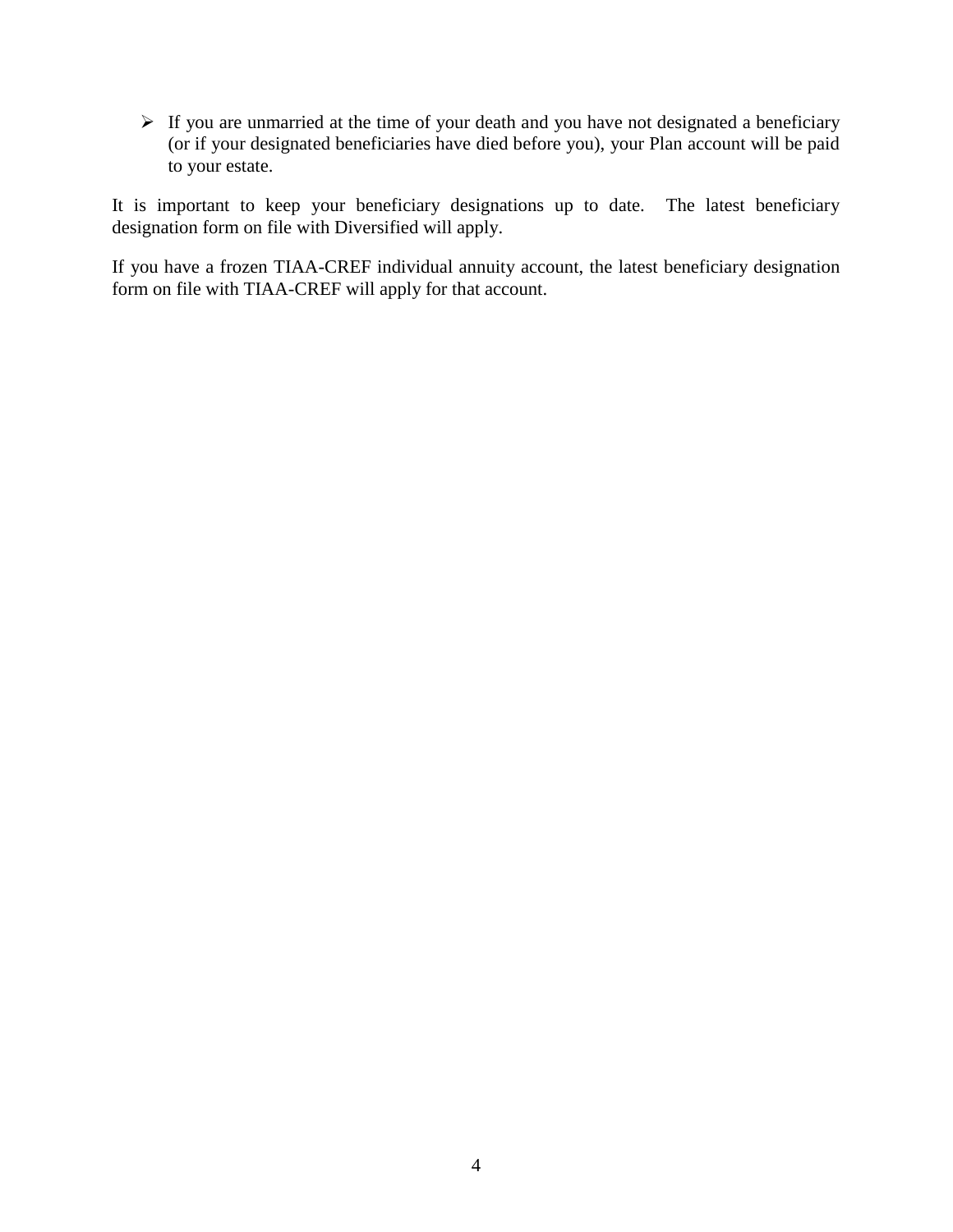- If you are unmarried at the time of your death and you have not designated a beneficiary (or if your designated beneficiaries have died before you), your Plan account will be paid to your estate.

It is important to keep your beneficiary designations up to date. The latest beneficiary designation form on file with Diversified will apply.

If you have a frozen TIAA-CREF individual annuity account, the latest beneficiary designation form on file with TIAA-CREF will apply for that account.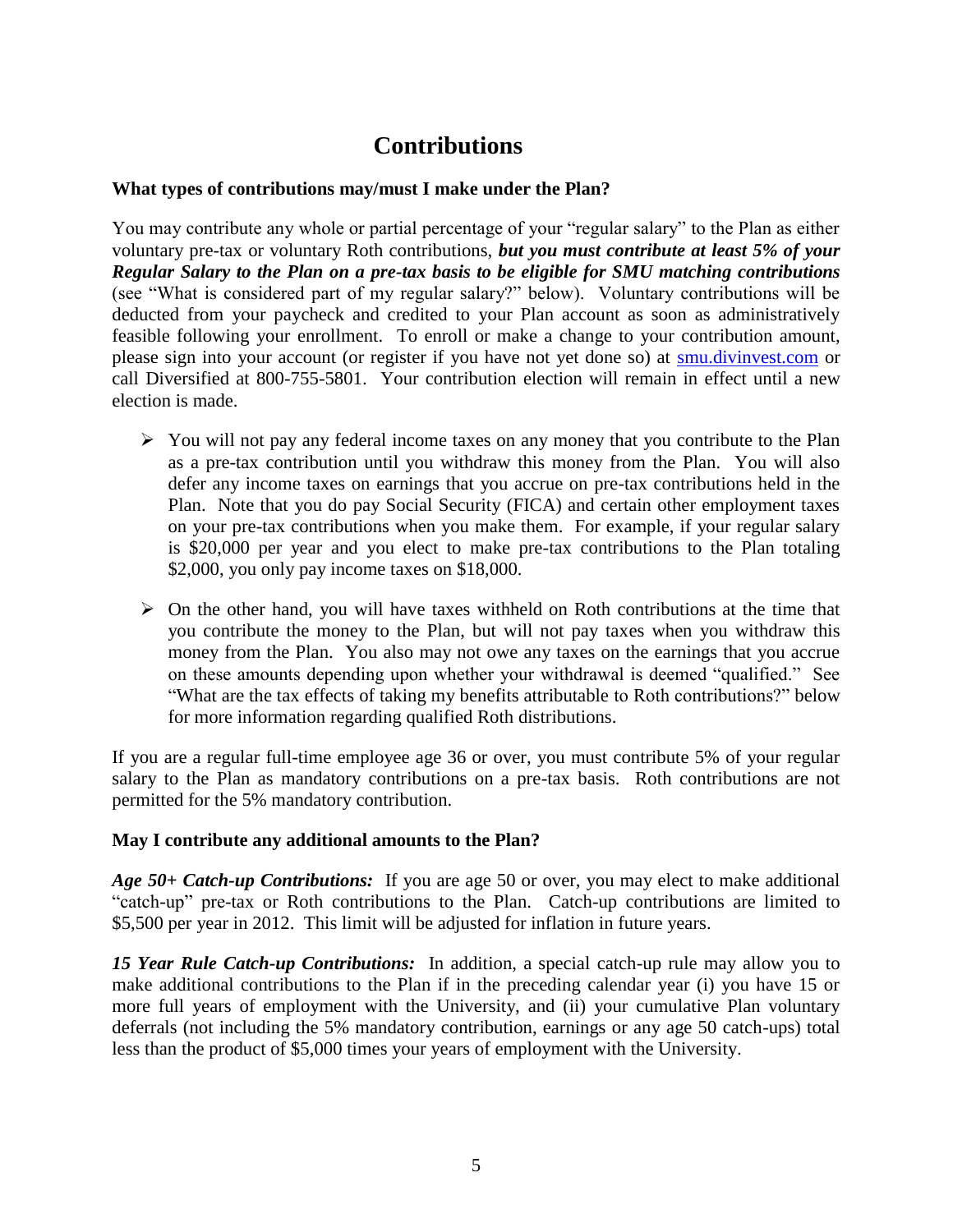# Contributions

**What types of contributions may/must I make under the Plan?**

You may contribute any whole or partial percentage of your "regular salary" to the Plan as either voluntary pre-tax or voluntary Roth contributions, ***but you must contribute at least 5% of your Regular Salary to the Plan on a pre-tax basis to be eligible for SMU matching contributions*** (see "What is considered part of my regular salary?" below). Voluntary contributions will be deducted from your paycheck and credited to your Plan account as soon as administratively feasible following your enrollment. To enroll or make a change to your contribution amount, please sign into your account (or register if you have not yet done so) at [smu.divinvest.com](smu.divinvest.com) or call Diversified at 800-755-5801. Your contribution election will remain in effect until a new election is made.

- You will not pay any federal income taxes on any money that you contribute to the Plan as a pre-tax contribution until you withdraw this money from the Plan. You will also defer any income taxes on earnings that you accrue on pre-tax contributions held in the Plan. Note that you do pay Social Security (FICA) and certain other employment taxes on your pre-tax contributions when you make them. For example, if your regular salary is $20,000 per year and you elect to make pre-tax contributions to the Plan totaling $2,000, you only pay income taxes on $18,000.

- On the other hand, you will have taxes withheld on Roth contributions at the time that you contribute the money to the Plan, but will not pay taxes when you withdraw this money from the Plan. You also may not owe any taxes on the earnings that you accrue on these amounts depending upon whether your withdrawal is deemed "qualified." See "What are the tax effects of taking my benefits attributable to Roth contributions?" below for more information regarding qualified Roth distributions.

If you are a regular full-time employee age 36 or over, you must contribute 5% of your regular salary to the Plan as mandatory contributions on a pre-tax basis. Roth contributions are not permitted for the 5% mandatory contribution.

**May I contribute any additional amounts to the Plan?**

***Age 50+ Catch-up Contributions:*** If you are age 50 or over, you may elect to make additional "catch-up" pre-tax or Roth contributions to the Plan. Catch-up contributions are limited to $5,500 per year in 2012. This limit will be adjusted for inflation in future years.

***15 Year Rule Catch-up Contributions:*** In addition, a special catch-up rule may allow you to make additional contributions to the Plan if in the preceding calendar year (i) you have 15 or more full years of employment with the University, and (ii) your cumulative Plan voluntary deferrals (not including the 5% mandatory contribution, earnings or any age 50 catch-ups) total less than the product of $5,000 times your years of employment with the University.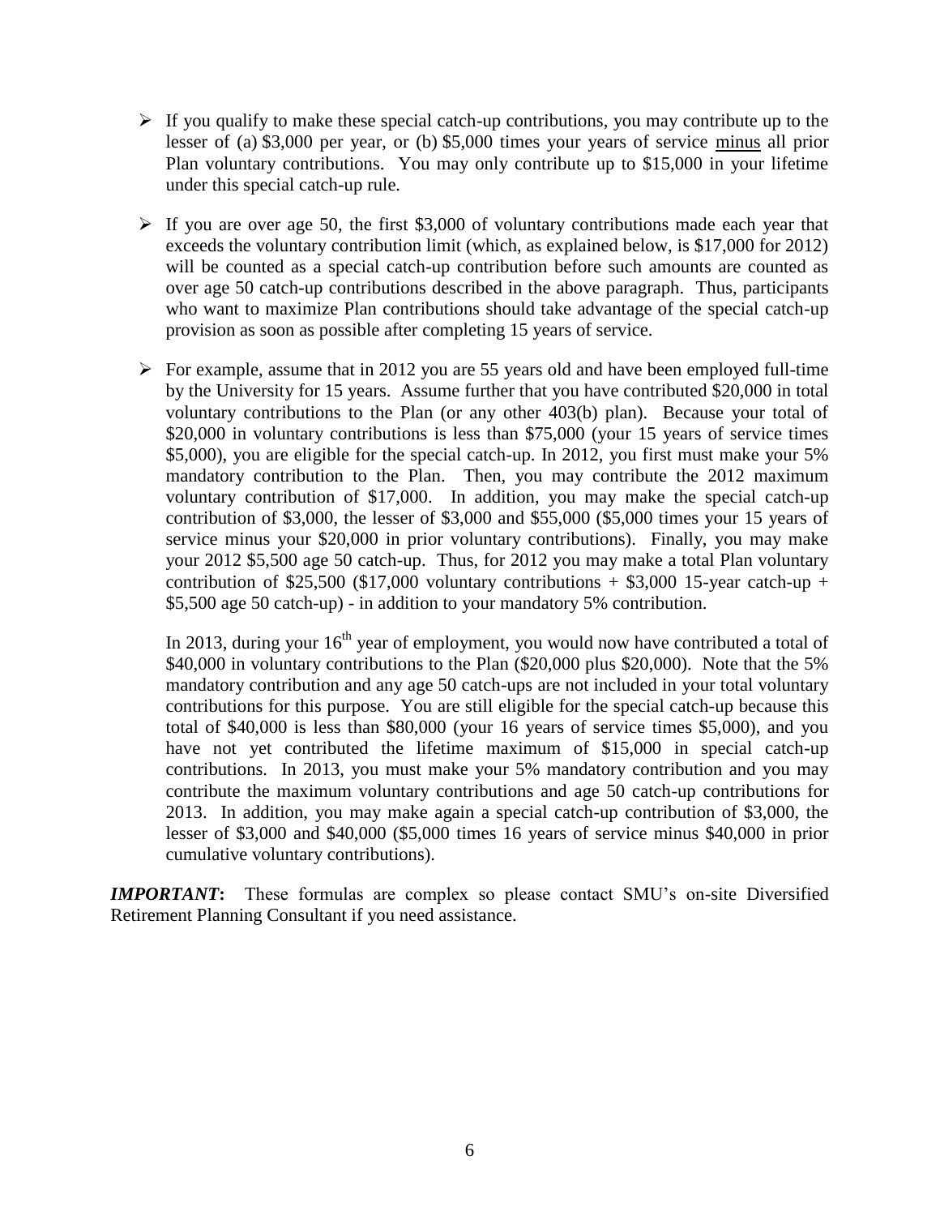- If you qualify to make these special catch-up contributions, you may contribute up to the lesser of (a) \$3,000 per year, or (b) \$5,000 times your years of service <u>minus</u> all prior Plan voluntary contributions. You may only contribute up to \$15,000 in your lifetime under this special catch-up rule.

- If you are over age 50, the first \$3,000 of voluntary contributions made each year that exceeds the voluntary contribution limit (which, as explained below, is \$17,000 for 2012) will be counted as a special catch-up contribution before such amounts are counted as over age 50 catch-up contributions described in the above paragraph. Thus, participants who want to maximize Plan contributions should take advantage of the special catch-up provision as soon as possible after completing 15 years of service.

- For example, assume that in 2012 you are 55 years old and have been employed full-time by the University for 15 years. Assume further that you have contributed \$20,000 in total voluntary contributions to the Plan (or any other 403(b) plan). Because your total of \$20,000 in voluntary contributions is less than \$75,000 (your 15 years of service times \$5,000), you are eligible for the special catch-up. In 2012, you first must make your 5% mandatory contribution to the Plan. Then, you may contribute the 2012 maximum voluntary contribution of \$17,000. In addition, you may make the special catch-up contribution of \$3,000, the lesser of \$3,000 and \$55,000 (\$5,000 times your 15 years of service minus your \$20,000 in prior voluntary contributions). Finally, you may make your 2012 \$5,500 age 50 catch-up. Thus, for 2012 you may make a total Plan voluntary contribution of \$25,500 (\$17,000 voluntary contributions + \$3,000 15-year catch-up + \$5,500 age 50 catch-up) - in addition to your mandatory 5% contribution.

  In 2013, during your 16th year of employment, you would now have contributed a total of \$40,000 in voluntary contributions to the Plan (\$20,000 plus \$20,000). Note that the 5% mandatory contribution and any age 50 catch-ups are not included in your total voluntary contributions for this purpose. You are still eligible for the special catch-up because this total of \$40,000 is less than \$80,000 (your 16 years of service times \$5,000), and you have not yet contributed the lifetime maximum of \$15,000 in special catch-up contributions. In 2013, you must make your 5% mandatory contribution and you may contribute the maximum voluntary contributions and age 50 catch-up contributions for 2013. In addition, you may make again a special catch-up contribution of \$3,000, the lesser of \$3,000 and \$40,000 (\$5,000 times 16 years of service minus \$40,000 in prior cumulative voluntary contributions).

***IMPORTANT*:** These formulas are complex so please contact SMU's on-site Diversified Retirement Planning Consultant if you need assistance.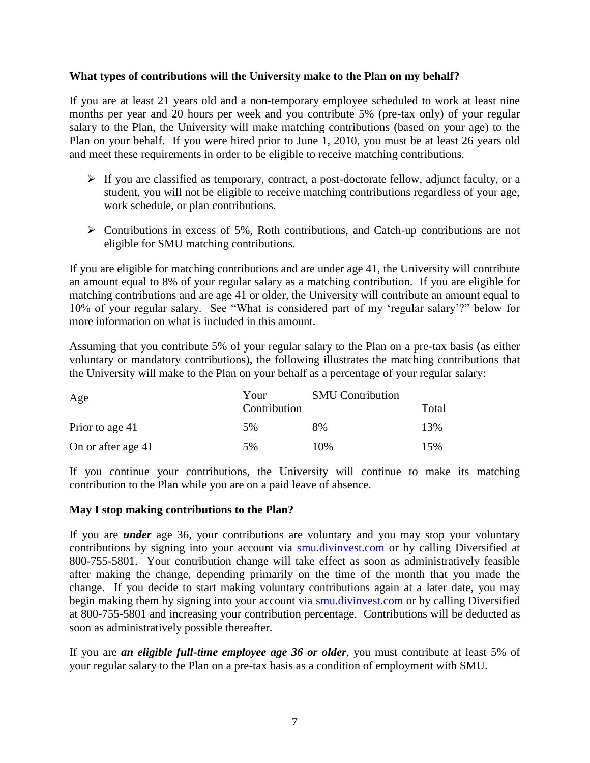**What types of contributions will the University make to the Plan on my behalf?**

If you are at least 21 years old and a non-temporary employee scheduled to work at least nine months per year and 20 hours per week and you contribute 5% (pre-tax only) of your regular salary to the Plan, the University will make matching contributions (based on your age) to the Plan on your behalf. If you were hired prior to June 1, 2010, you must be at least 26 years old and meet these requirements in order to be eligible to receive matching contributions.

- If you are classified as temporary, contract, a post-doctorate fellow, adjunct faculty, or a student, you will not be eligible to receive matching contributions regardless of your age, work schedule, or plan contributions.
- Contributions in excess of 5%, Roth contributions, and Catch-up contributions are not eligible for SMU matching contributions.

If you are eligible for matching contributions and are under age 41, the University will contribute an amount equal to 8% of your regular salary as a matching contribution. If you are eligible for matching contributions and are age 41 or older, the University will contribute an amount equal to 10% of your regular salary. See "What is considered part of my 'regular salary'?" below for more information on what is included in this amount.

Assuming that you contribute 5% of your regular salary to the Plan on a pre-tax basis (as either voluntary or mandatory contributions), the following illustrates the matching contributions that the University will make to the Plan on your behalf as a percentage of your regular salary:

| Age | Your Contribution | SMU Contribution | Total |
|---|---|---|---|
| Prior to age 41 | 5% | 8% | 13% |
| On or after age 41 | 5% | 10% | 15% |

If you continue your contributions, the University will continue to make its matching contribution to the Plan while you are on a paid leave of absence.

**May I stop making contributions to the Plan?**

If you are ***under*** age 36, your contributions are voluntary and you may stop your voluntary contributions by signing into your account via smu.divinvest.com or by calling Diversified at 800-755-5801. Your contribution change will take effect as soon as administratively feasible after making the change, depending primarily on the time of the month that you made the change. If you decide to start making voluntary contributions again at a later date, you may begin making them by signing into your account via smu.divinvest.com or by calling Diversified at 800-755-5801 and increasing your contribution percentage. Contributions will be deducted as soon as administratively possible thereafter.

If you are ***an eligible full-time employee age 36 or older***, you must contribute at least 5% of your regular salary to the Plan on a pre-tax basis as a condition of employment with SMU.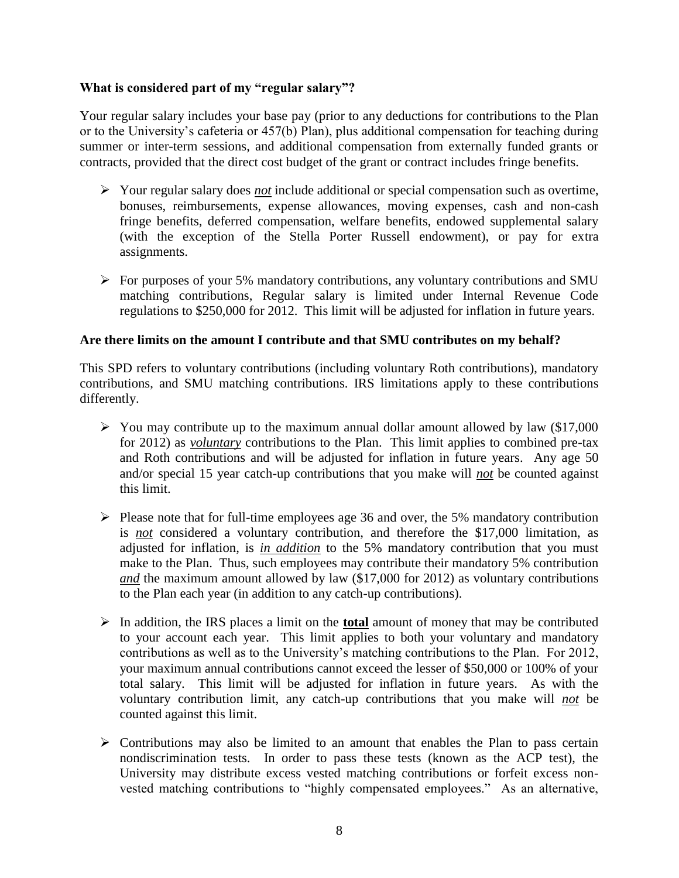**What is considered part of my "regular salary"?**

Your regular salary includes your base pay (prior to any deductions for contributions to the Plan or to the University's cafeteria or 457(b) Plan), plus additional compensation for teaching during summer or inter-term sessions, and additional compensation from externally funded grants or contracts, provided that the direct cost budget of the grant or contract includes fringe benefits.

- Your regular salary does ***not*** include additional or special compensation such as overtime, bonuses, reimbursements, expense allowances, moving expenses, cash and non-cash fringe benefits, deferred compensation, welfare benefits, endowed supplemental salary (with the exception of the Stella Porter Russell endowment), or pay for extra assignments.

- For purposes of your 5% mandatory contributions, any voluntary contributions and SMU matching contributions, Regular salary is limited under Internal Revenue Code regulations to $250,000 for 2012. This limit will be adjusted for inflation in future years.

**Are there limits on the amount I contribute and that SMU contributes on my behalf?**

This SPD refers to voluntary contributions (including voluntary Roth contributions), mandatory contributions, and SMU matching contributions. IRS limitations apply to these contributions differently.

- You may contribute up to the maximum annual dollar amount allowed by law ($17,000 for 2012) as ***voluntary*** contributions to the Plan. This limit applies to combined pre-tax and Roth contributions and will be adjusted for inflation in future years. Any age 50 and/or special 15 year catch-up contributions that you make will ***not*** be counted against this limit.

- Please note that for full-time employees age 36 and over, the 5% mandatory contribution is ***not*** considered a voluntary contribution, and therefore the $17,000 limitation, as adjusted for inflation, is ***in addition*** to the 5% mandatory contribution that you must make to the Plan. Thus, such employees may contribute their mandatory 5% contribution ***and*** the maximum amount allowed by law ($17,000 for 2012) as voluntary contributions to the Plan each year (in addition to any catch-up contributions).

- In addition, the IRS places a limit on the **total** amount of money that may be contributed to your account each year. This limit applies to both your voluntary and mandatory contributions as well as to the University's matching contributions to the Plan. For 2012, your maximum annual contributions cannot exceed the lesser of $50,000 or 100% of your total salary. This limit will be adjusted for inflation in future years. As with the voluntary contribution limit, any catch-up contributions that you make will ***not*** be counted against this limit.

- Contributions may also be limited to an amount that enables the Plan to pass certain nondiscrimination tests. In order to pass these tests (known as the ACP test), the University may distribute excess vested matching contributions or forfeit excess non-vested matching contributions to "highly compensated employees." As an alternative,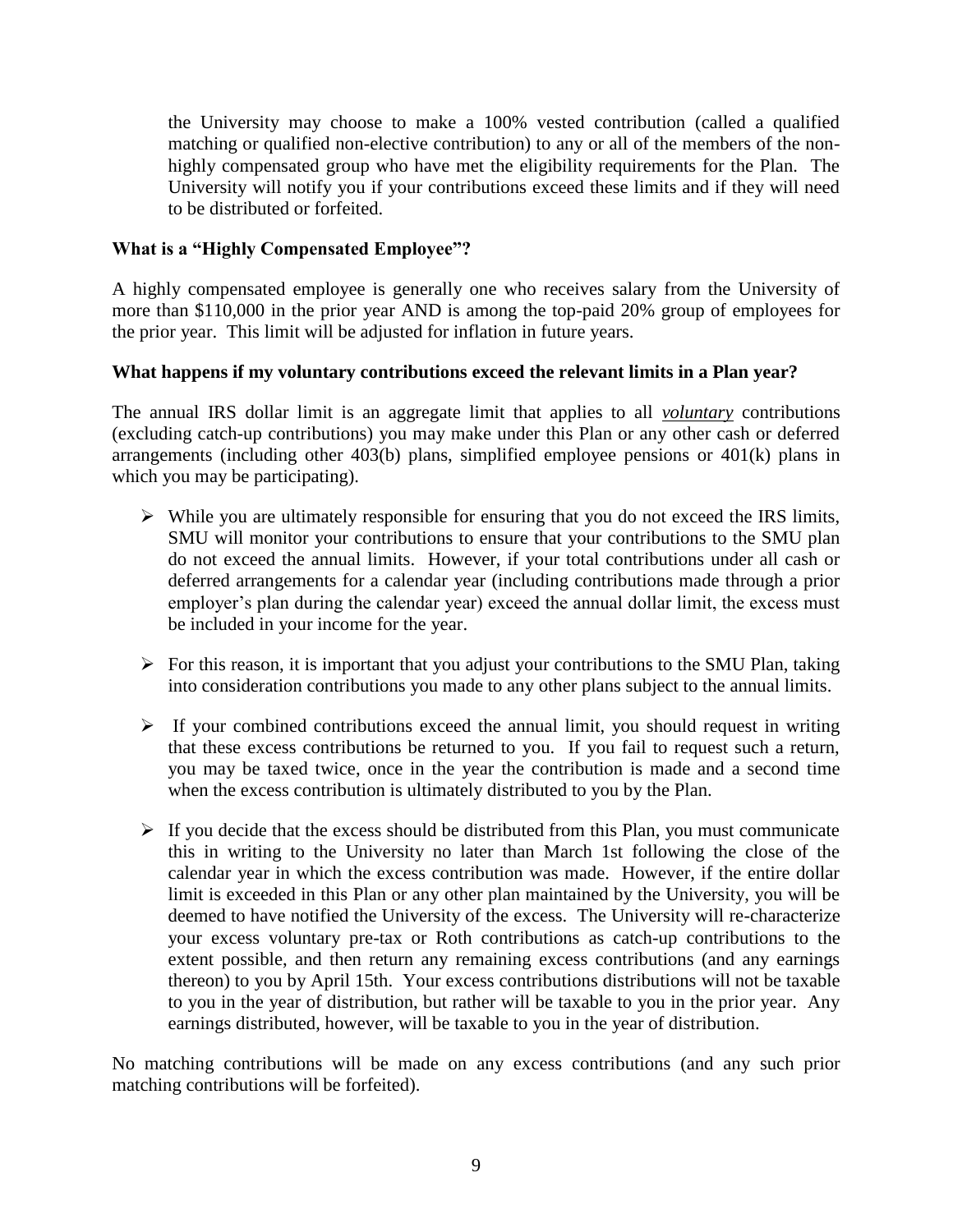the University may choose to make a 100% vested contribution (called a qualified matching or qualified non-elective contribution) to any or all of the members of the non-highly compensated group who have met the eligibility requirements for the Plan. The University will notify you if your contributions exceed these limits and if they will need to be distributed or forfeited.

**What is a "Highly Compensated Employee"?**

A highly compensated employee is generally one who receives salary from the University of more than $110,000 in the prior year AND is among the top-paid 20% group of employees for the prior year. This limit will be adjusted for inflation in future years.

**What happens if my voluntary contributions exceed the relevant limits in a Plan year?**

The annual IRS dollar limit is an aggregate limit that applies to all ***voluntary*** contributions (excluding catch-up contributions) you may make under this Plan or any other cash or deferred arrangements (including other 403(b) plans, simplified employee pensions or 401(k) plans in which you may be participating).

- While you are ultimately responsible for ensuring that you do not exceed the IRS limits, SMU will monitor your contributions to ensure that your contributions to the SMU plan do not exceed the annual limits. However, if your total contributions under all cash or deferred arrangements for a calendar year (including contributions made through a prior employer's plan during the calendar year) exceed the annual dollar limit, the excess must be included in your income for the year.
- For this reason, it is important that you adjust your contributions to the SMU Plan, taking into consideration contributions you made to any other plans subject to the annual limits.
- If your combined contributions exceed the annual limit, you should request in writing that these excess contributions be returned to you. If you fail to request such a return, you may be taxed twice, once in the year the contribution is made and a second time when the excess contribution is ultimately distributed to you by the Plan.
- If you decide that the excess should be distributed from this Plan, you must communicate this in writing to the University no later than March 1st following the close of the calendar year in which the excess contribution was made. However, if the entire dollar limit is exceeded in this Plan or any other plan maintained by the University, you will be deemed to have notified the University of the excess. The University will re-characterize your excess voluntary pre-tax or Roth contributions as catch-up contributions to the extent possible, and then return any remaining excess contributions (and any earnings thereon) to you by April 15th. Your excess contributions distributions will not be taxable to you in the year of distribution, but rather will be taxable to you in the prior year. Any earnings distributed, however, will be taxable to you in the year of distribution.

No matching contributions will be made on any excess contributions (and any such prior matching contributions will be forfeited).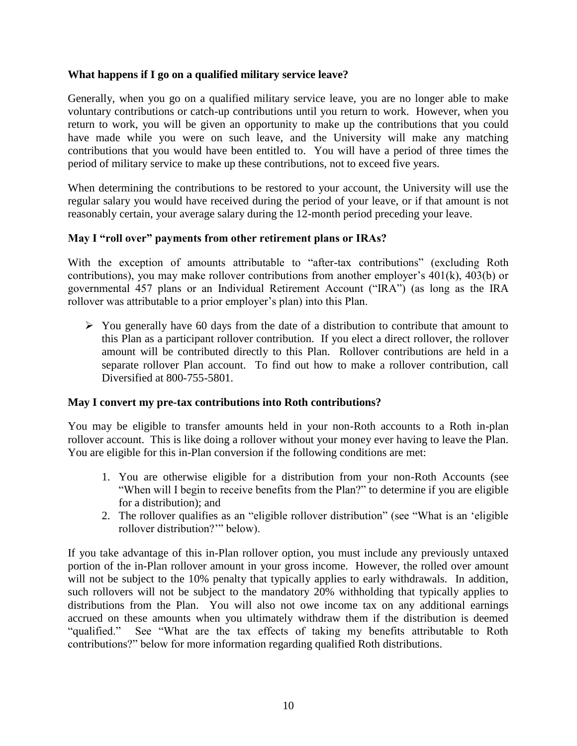### What happens if I go on a qualified military service leave?

Generally, when you go on a qualified military service leave, you are no longer able to make voluntary contributions or catch-up contributions until you return to work. However, when you return to work, you will be given an opportunity to make up the contributions that you could have made while you were on such leave, and the University will make any matching contributions that you would have been entitled to. You will have a period of three times the period of military service to make up these contributions, not to exceed five years.

When determining the contributions to be restored to your account, the University will use the regular salary you would have received during the period of your leave, or if that amount is not reasonably certain, your average salary during the 12-month period preceding your leave.

### May I "roll over" payments from other retirement plans or IRAs?

With the exception of amounts attributable to "after-tax contributions" (excluding Roth contributions), you may make rollover contributions from another employer's 401(k), 403(b) or governmental 457 plans or an Individual Retirement Account ("IRA") (as long as the IRA rollover was attributable to a prior employer's plan) into this Plan.

- You generally have 60 days from the date of a distribution to contribute that amount to this Plan as a participant rollover contribution. If you elect a direct rollover, the rollover amount will be contributed directly to this Plan. Rollover contributions are held in a separate rollover Plan account. To find out how to make a rollover contribution, call Diversified at 800-755-5801.

### May I convert my pre-tax contributions into Roth contributions?

You may be eligible to transfer amounts held in your non-Roth accounts to a Roth in-plan rollover account. This is like doing a rollover without your money ever having to leave the Plan. You are eligible for this in-Plan conversion if the following conditions are met:

1. You are otherwise eligible for a distribution from your non-Roth Accounts (see "When will I begin to receive benefits from the Plan?" to determine if you are eligible for a distribution); and
2. The rollover qualifies as an "eligible rollover distribution" (see "What is an 'eligible rollover distribution?'" below).

If you take advantage of this in-Plan rollover option, you must include any previously untaxed portion of the in-Plan rollover amount in your gross income. However, the rolled over amount will not be subject to the 10% penalty that typically applies to early withdrawals. In addition, such rollovers will not be subject to the mandatory 20% withholding that typically applies to distributions from the Plan. You will also not owe income tax on any additional earnings accrued on these amounts when you ultimately withdraw them if the distribution is deemed "qualified." See "What are the tax effects of taking my benefits attributable to Roth contributions?" below for more information regarding qualified Roth distributions.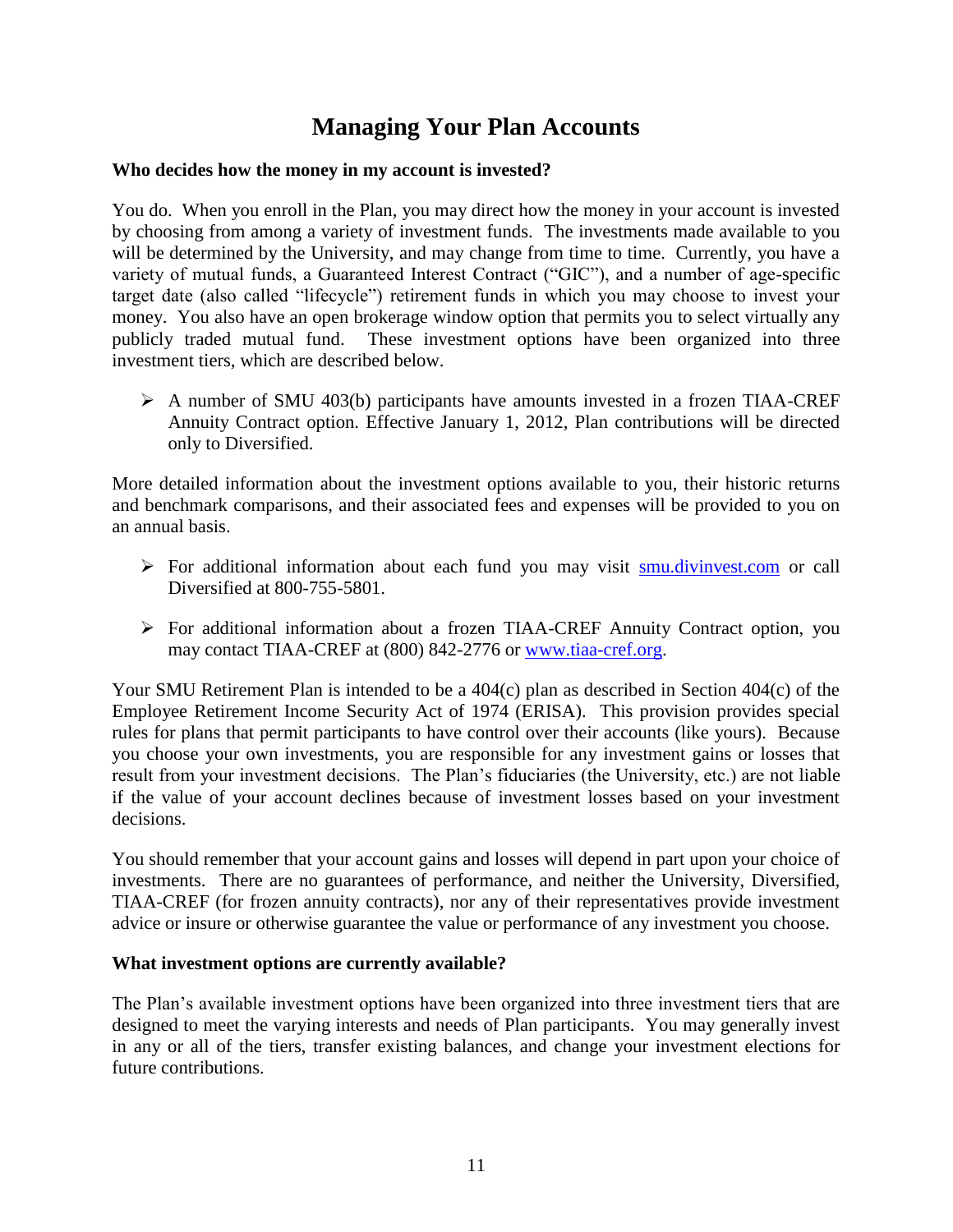# Managing Your Plan Accounts

**Who decides how the money in my account is invested?**

You do. When you enroll in the Plan, you may direct how the money in your account is invested by choosing from among a variety of investment funds. The investments made available to you will be determined by the University, and may change from time to time. Currently, you have a variety of mutual funds, a Guaranteed Interest Contract ("GIC"), and a number of age-specific target date (also called "lifecycle") retirement funds in which you may choose to invest your money. You also have an open brokerage window option that permits you to select virtually any publicly traded mutual fund. These investment options have been organized into three investment tiers, which are described below.

- A number of SMU 403(b) participants have amounts invested in a frozen TIAA-CREF Annuity Contract option. Effective January 1, 2012, Plan contributions will be directed only to Diversified.

More detailed information about the investment options available to you, their historic returns and benchmark comparisons, and their associated fees and expenses will be provided to you on an annual basis.

- For additional information about each fund you may visit smu.divinvest.com or call Diversified at 800-755-5801.
- For additional information about a frozen TIAA-CREF Annuity Contract option, you may contact TIAA-CREF at (800) 842-2776 or www.tiaa-cref.org.

Your SMU Retirement Plan is intended to be a 404(c) plan as described in Section 404(c) of the Employee Retirement Income Security Act of 1974 (ERISA). This provision provides special rules for plans that permit participants to have control over their accounts (like yours). Because you choose your own investments, you are responsible for any investment gains or losses that result from your investment decisions. The Plan's fiduciaries (the University, etc.) are not liable if the value of your account declines because of investment losses based on your investment decisions.

You should remember that your account gains and losses will depend in part upon your choice of investments. There are no guarantees of performance, and neither the University, Diversified, TIAA-CREF (for frozen annuity contracts), nor any of their representatives provide investment advice or insure or otherwise guarantee the value or performance of any investment you choose.

**What investment options are currently available?**

The Plan's available investment options have been organized into three investment tiers that are designed to meet the varying interests and needs of Plan participants. You may generally invest in any or all of the tiers, transfer existing balances, and change your investment elections for future contributions.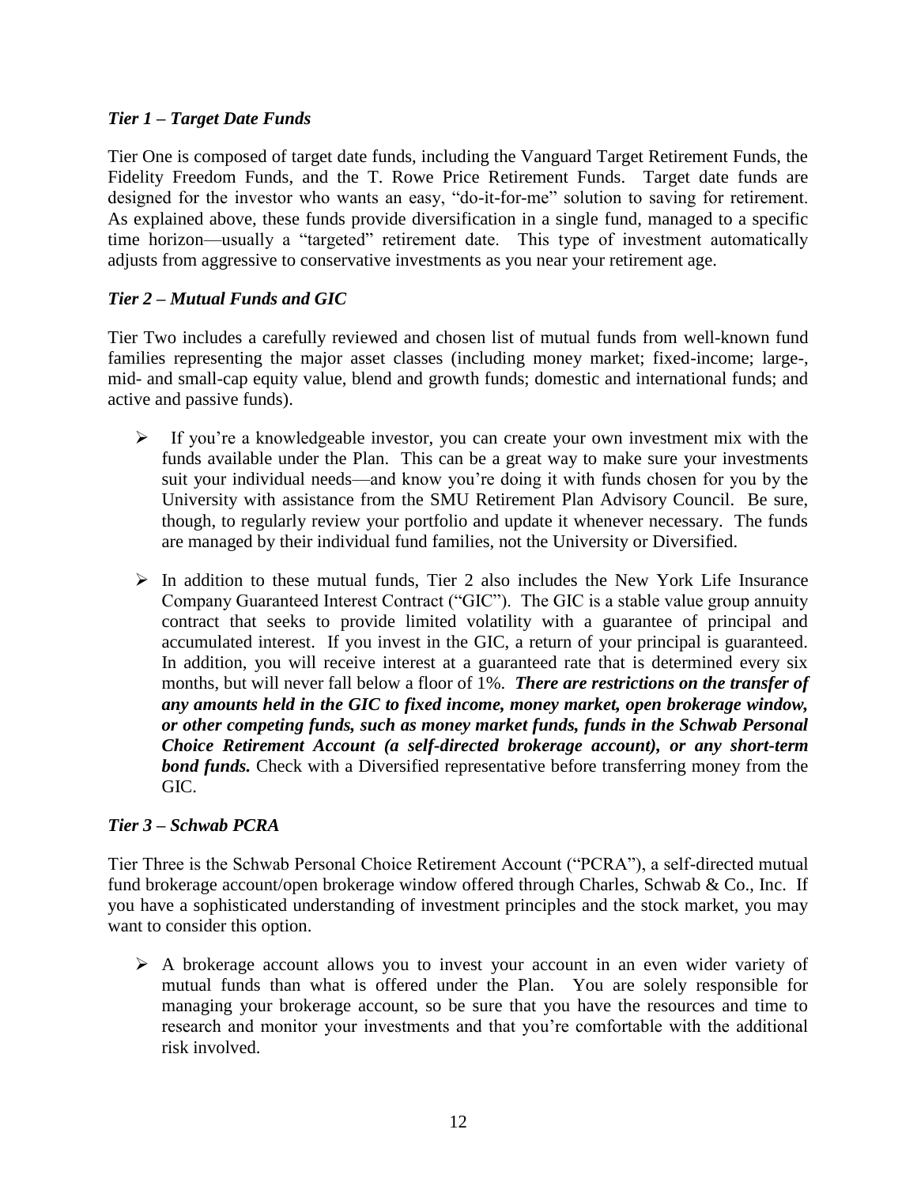### *Tier 1 – Target Date Funds*

Tier One is composed of target date funds, including the Vanguard Target Retirement Funds, the Fidelity Freedom Funds, and the T. Rowe Price Retirement Funds. Target date funds are designed for the investor who wants an easy, "do-it-for-me" solution to saving for retirement. As explained above, these funds provide diversification in a single fund, managed to a specific time horizon—usually a "targeted" retirement date. This type of investment automatically adjusts from aggressive to conservative investments as you near your retirement age.

### *Tier 2 – Mutual Funds and GIC*

Tier Two includes a carefully reviewed and chosen list of mutual funds from well-known fund families representing the major asset classes (including money market; fixed-income; large-, mid- and small-cap equity value, blend and growth funds; domestic and international funds; and active and passive funds).

- If you're a knowledgeable investor, you can create your own investment mix with the funds available under the Plan. This can be a great way to make sure your investments suit your individual needs—and know you're doing it with funds chosen for you by the University with assistance from the SMU Retirement Plan Advisory Council. Be sure, though, to regularly review your portfolio and update it whenever necessary. The funds are managed by their individual fund families, not the University or Diversified.
- In addition to these mutual funds, Tier 2 also includes the New York Life Insurance Company Guaranteed Interest Contract ("GIC"). The GIC is a stable value group annuity contract that seeks to provide limited volatility with a guarantee of principal and accumulated interest. If you invest in the GIC, a return of your principal is guaranteed. In addition, you will receive interest at a guaranteed rate that is determined every six months, but will never fall below a floor of 1%. ***There are restrictions on the transfer of any amounts held in the GIC to fixed income, money market, open brokerage window, or other competing funds, such as money market funds, funds in the Schwab Personal Choice Retirement Account (a self-directed brokerage account), or any short-term bond funds.*** Check with a Diversified representative before transferring money from the GIC.

### *Tier 3 – Schwab PCRA*

Tier Three is the Schwab Personal Choice Retirement Account ("PCRA"), a self-directed mutual fund brokerage account/open brokerage window offered through Charles, Schwab & Co., Inc. If you have a sophisticated understanding of investment principles and the stock market, you may want to consider this option.

- A brokerage account allows you to invest your account in an even wider variety of mutual funds than what is offered under the Plan. You are solely responsible for managing your brokerage account, so be sure that you have the resources and time to research and monitor your investments and that you're comfortable with the additional risk involved.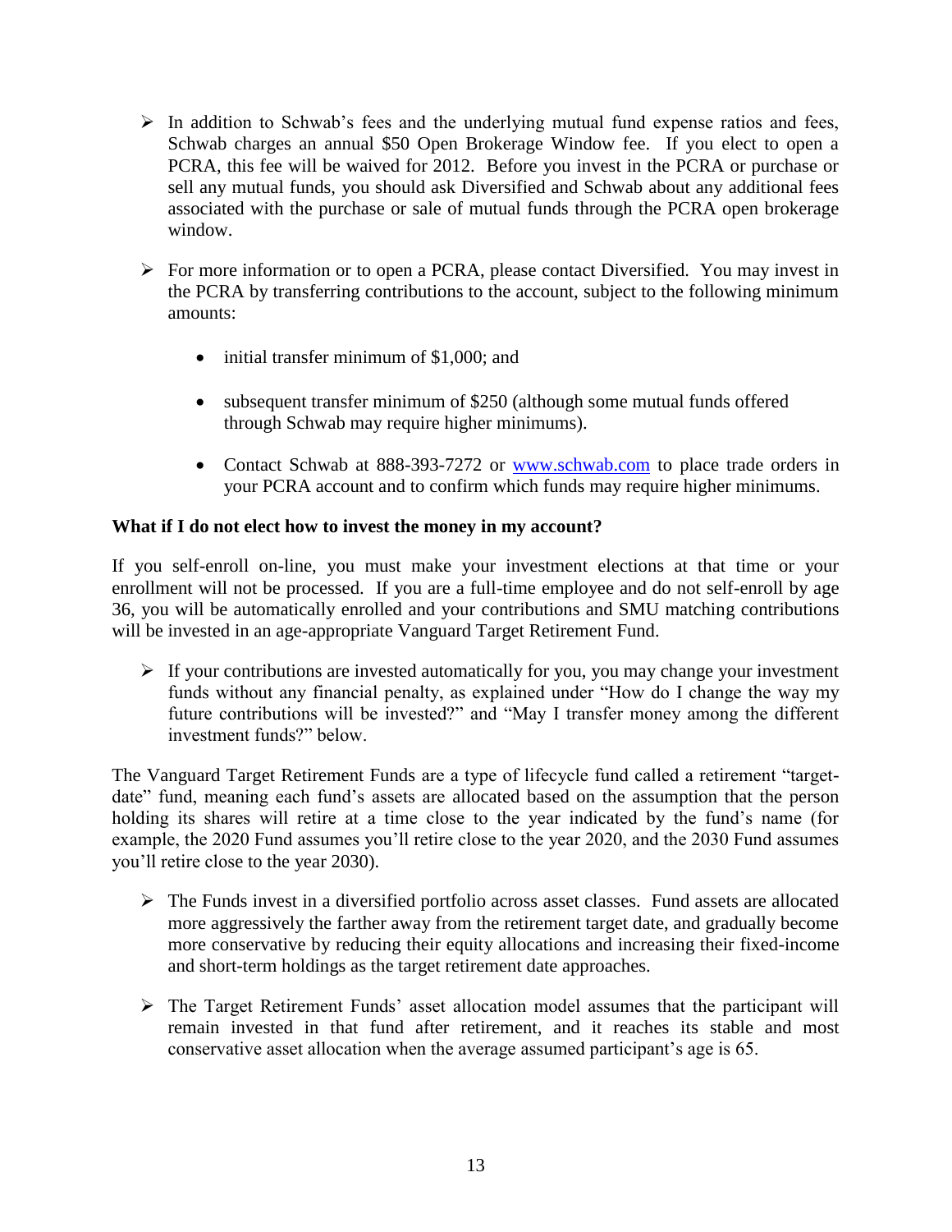- In addition to Schwab's fees and the underlying mutual fund expense ratios and fees, Schwab charges an annual $50 Open Brokerage Window fee. If you elect to open a PCRA, this fee will be waived for 2012. Before you invest in the PCRA or purchase or sell any mutual funds, you should ask Diversified and Schwab about any additional fees associated with the purchase or sale of mutual funds through the PCRA open brokerage window.

- For more information or to open a PCRA, please contact Diversified. You may invest in the PCRA by transferring contributions to the account, subject to the following minimum amounts:

  - initial transfer minimum of $1,000; and

  - subsequent transfer minimum of $250 (although some mutual funds offered through Schwab may require higher minimums).

  - Contact Schwab at 888-393-7272 or [www.schwab.com](http://www.schwab.com) to place trade orders in your PCRA account and to confirm which funds may require higher minimums.

**What if I do not elect how to invest the money in my account?**

If you self-enroll on-line, you must make your investment elections at that time or your enrollment will not be processed. If you are a full-time employee and do not self-enroll by age 36, you will be automatically enrolled and your contributions and SMU matching contributions will be invested in an age-appropriate Vanguard Target Retirement Fund.

- If your contributions are invested automatically for you, you may change your investment funds without any financial penalty, as explained under "How do I change the way my future contributions will be invested?" and "May I transfer money among the different investment funds?" below.

The Vanguard Target Retirement Funds are a type of lifecycle fund called a retirement "target-date" fund, meaning each fund's assets are allocated based on the assumption that the person holding its shares will retire at a time close to the year indicated by the fund's name (for example, the 2020 Fund assumes you'll retire close to the year 2020, and the 2030 Fund assumes you'll retire close to the year 2030).

- The Funds invest in a diversified portfolio across asset classes. Fund assets are allocated more aggressively the farther away from the retirement target date, and gradually become more conservative by reducing their equity allocations and increasing their fixed-income and short-term holdings as the target retirement date approaches.

- The Target Retirement Funds' asset allocation model assumes that the participant will remain invested in that fund after retirement, and it reaches its stable and most conservative asset allocation when the average assumed participant's age is 65.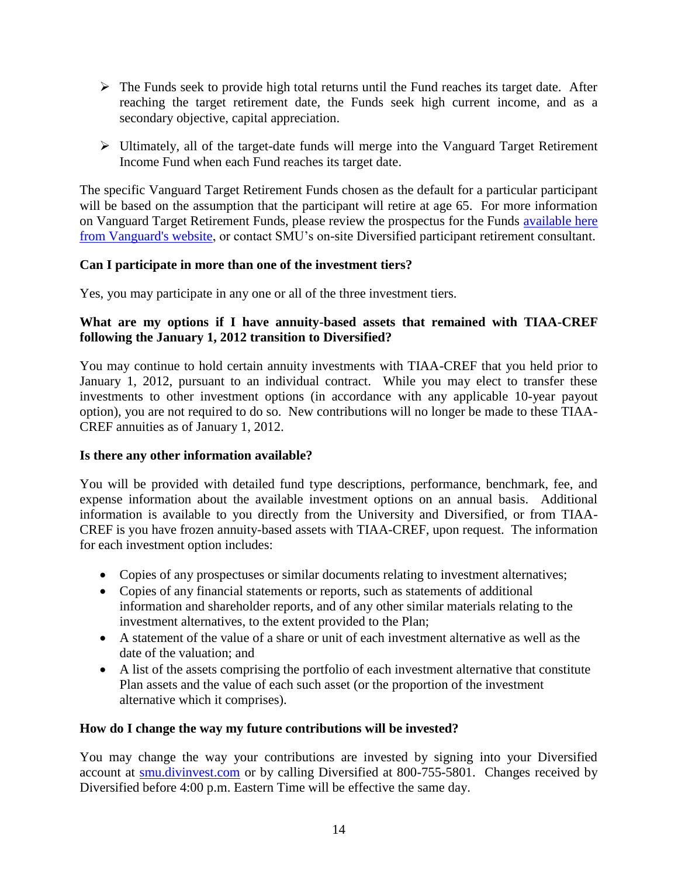- The Funds seek to provide high total returns until the Fund reaches its target date. After reaching the target retirement date, the Funds seek high current income, and as a secondary objective, capital appreciation.

- Ultimately, all of the target-date funds will merge into the Vanguard Target Retirement Income Fund when each Fund reaches its target date.

The specific Vanguard Target Retirement Funds chosen as the default for a particular participant will be based on the assumption that the participant will retire at age 65. For more information on Vanguard Target Retirement Funds, please review the prospectus for the Funds available here from Vanguard's website, or contact SMU's on-site Diversified participant retirement consultant.

**Can I participate in more than one of the investment tiers?**

Yes, you may participate in any one or all of the three investment tiers.

**What are my options if I have annuity-based assets that remained with TIAA-CREF following the January 1, 2012 transition to Diversified?**

You may continue to hold certain annuity investments with TIAA-CREF that you held prior to January 1, 2012, pursuant to an individual contract. While you may elect to transfer these investments to other investment options (in accordance with any applicable 10-year payout option), you are not required to do so. New contributions will no longer be made to these TIAA-CREF annuities as of January 1, 2012.

**Is there any other information available?**

You will be provided with detailed fund type descriptions, performance, benchmark, fee, and expense information about the available investment options on an annual basis. Additional information is available to you directly from the University and Diversified, or from TIAA-CREF is you have frozen annuity-based assets with TIAA-CREF, upon request. The information for each investment option includes:

- Copies of any prospectuses or similar documents relating to investment alternatives;
- Copies of any financial statements or reports, such as statements of additional information and shareholder reports, and of any other similar materials relating to the investment alternatives, to the extent provided to the Plan;
- A statement of the value of a share or unit of each investment alternative as well as the date of the valuation; and
- A list of the assets comprising the portfolio of each investment alternative that constitute Plan assets and the value of each such asset (or the proportion of the investment alternative which it comprises).

**How do I change the way my future contributions will be invested?**

You may change the way your contributions are invested by signing into your Diversified account at smu.divinvest.com or by calling Diversified at 800-755-5801. Changes received by Diversified before 4:00 p.m. Eastern Time will be effective the same day.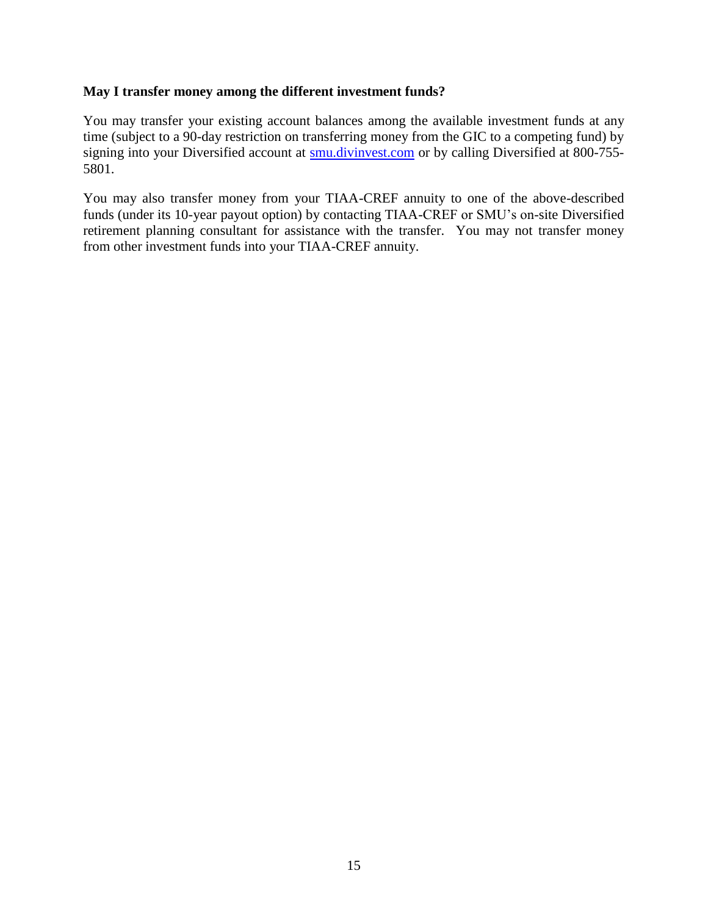**May I transfer money among the different investment funds?**

You may transfer your existing account balances among the available investment funds at any time (subject to a 90-day restriction on transferring money from the GIC to a competing fund) by signing into your Diversified account at [smu.divinvest.com](smu.divinvest.com) or by calling Diversified at 800-755-5801.

You may also transfer money from your TIAA-CREF annuity to one of the above-described funds (under its 10-year payout option) by contacting TIAA-CREF or SMU's on-site Diversified retirement planning consultant for assistance with the transfer. You may not transfer money from other investment funds into your TIAA-CREF annuity.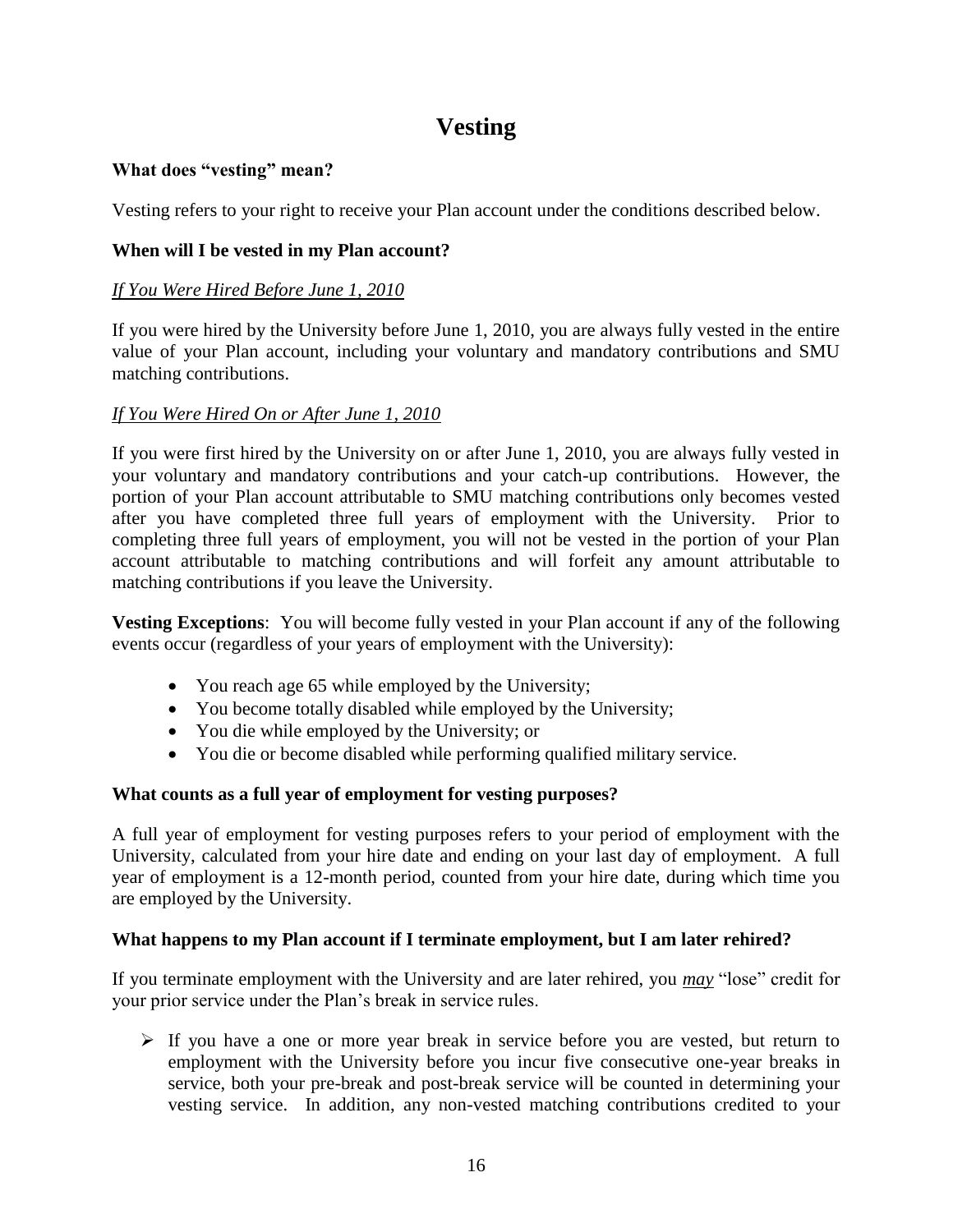# Vesting

### What does "vesting" mean?

Vesting refers to your right to receive your Plan account under the conditions described below.

### When will I be vested in my Plan account?

*If You Were Hired Before June 1, 2010*

If you were hired by the University before June 1, 2010, you are always fully vested in the entire value of your Plan account, including your voluntary and mandatory contributions and SMU matching contributions.

*If You Were Hired On or After June 1, 2010*

If you were first hired by the University on or after June 1, 2010, you are always fully vested in your voluntary and mandatory contributions and your catch-up contributions. However, the portion of your Plan account attributable to SMU matching contributions only becomes vested after you have completed three full years of employment with the University. Prior to completing three full years of employment, you will not be vested in the portion of your Plan account attributable to matching contributions and will forfeit any amount attributable to matching contributions if you leave the University.

**Vesting Exceptions**: You will become fully vested in your Plan account if any of the following events occur (regardless of your years of employment with the University):

- You reach age 65 while employed by the University;
- You become totally disabled while employed by the University;
- You die while employed by the University; or
- You die or become disabled while performing qualified military service.

### What counts as a full year of employment for vesting purposes?

A full year of employment for vesting purposes refers to your period of employment with the University, calculated from your hire date and ending on your last day of employment. A full year of employment is a 12-month period, counted from your hire date, during which time you are employed by the University.

### What happens to my Plan account if I terminate employment, but I am later rehired?

If you terminate employment with the University and are later rehired, you ***may*** "lose" credit for your prior service under the Plan's break in service rules.

- If you have a one or more year break in service before you are vested, but return to employment with the University before you incur five consecutive one-year breaks in service, both your pre-break and post-break service will be counted in determining your vesting service. In addition, any non-vested matching contributions credited to your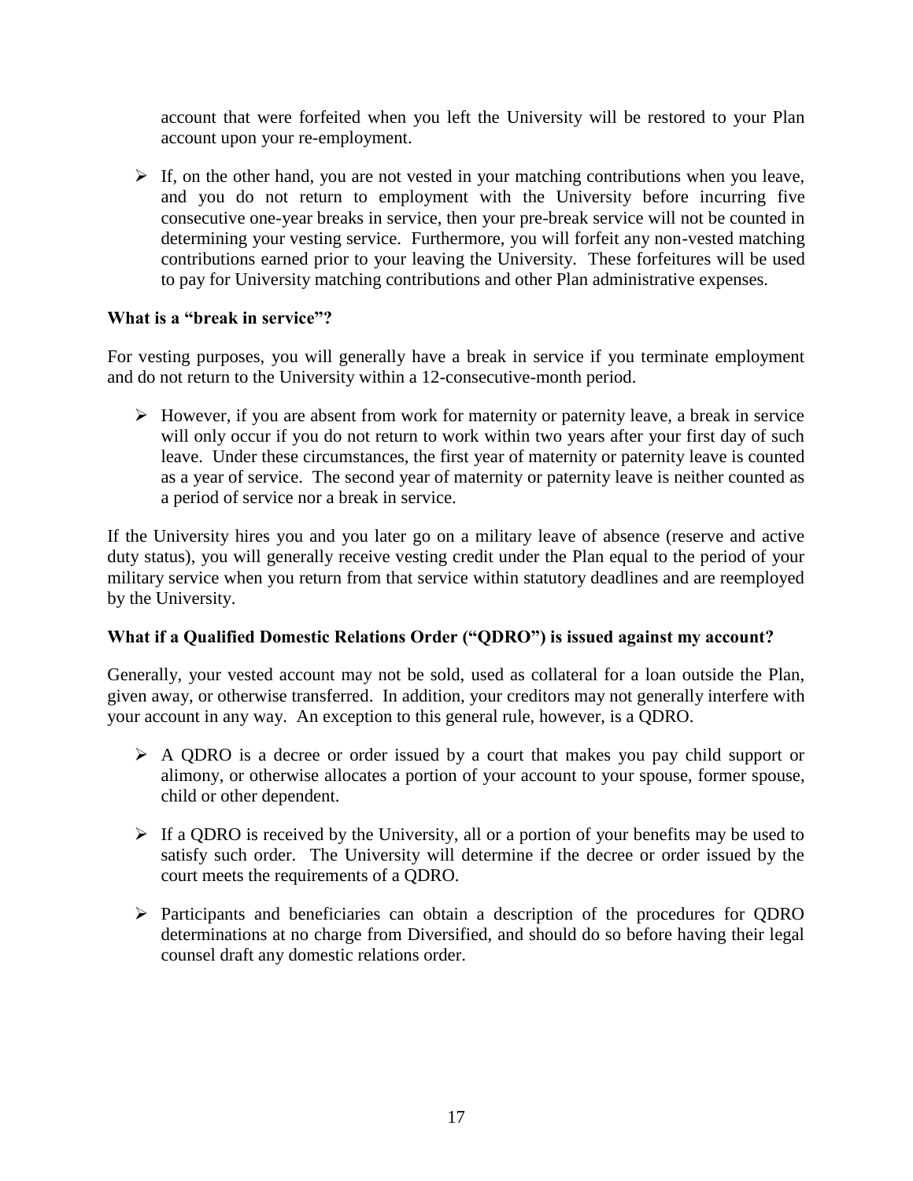account that were forfeited when you left the University will be restored to your Plan account upon your re-employment.

- If, on the other hand, you are not vested in your matching contributions when you leave, and you do not return to employment with the University before incurring five consecutive one-year breaks in service, then your pre-break service will not be counted in determining your vesting service. Furthermore, you will forfeit any non-vested matching contributions earned prior to your leaving the University. These forfeitures will be used to pay for University matching contributions and other Plan administrative expenses.

**What is a "break in service"?**

For vesting purposes, you will generally have a break in service if you terminate employment and do not return to the University within a 12-consecutive-month period.

- However, if you are absent from work for maternity or paternity leave, a break in service will only occur if you do not return to work within two years after your first day of such leave. Under these circumstances, the first year of maternity or paternity leave is counted as a year of service. The second year of maternity or paternity leave is neither counted as a period of service nor a break in service.

If the University hires you and you later go on a military leave of absence (reserve and active duty status), you will generally receive vesting credit under the Plan equal to the period of your military service when you return from that service within statutory deadlines and are reemployed by the University.

**What if a Qualified Domestic Relations Order ("QDRO") is issued against my account?**

Generally, your vested account may not be sold, used as collateral for a loan outside the Plan, given away, or otherwise transferred. In addition, your creditors may not generally interfere with your account in any way. An exception to this general rule, however, is a QDRO.

- A QDRO is a decree or order issued by a court that makes you pay child support or alimony, or otherwise allocates a portion of your account to your spouse, former spouse, child or other dependent.

- If a QDRO is received by the University, all or a portion of your benefits may be used to satisfy such order. The University will determine if the decree or order issued by the court meets the requirements of a QDRO.

- Participants and beneficiaries can obtain a description of the procedures for QDRO determinations at no charge from Diversified, and should do so before having their legal counsel draft any domestic relations order.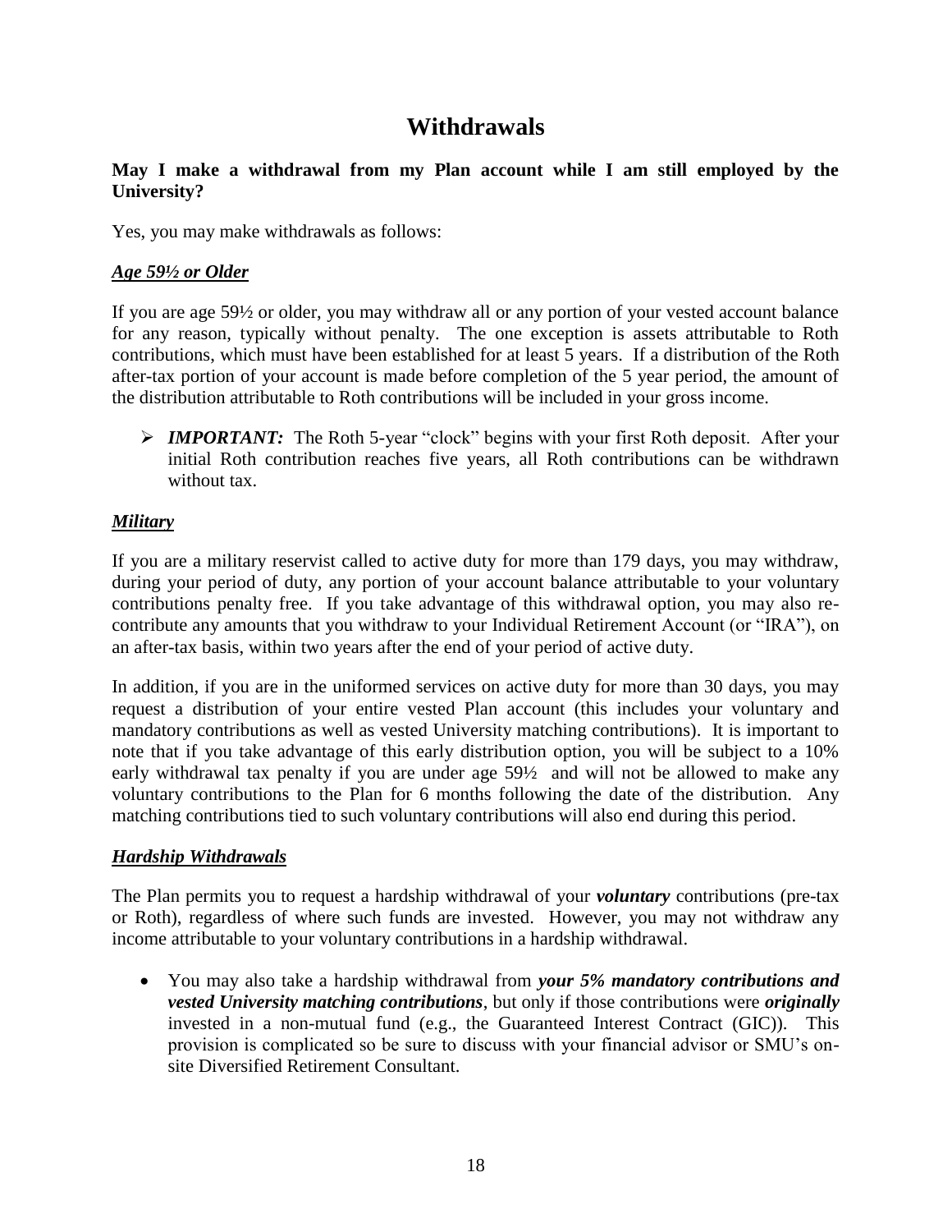# Withdrawals

**May I make a withdrawal from my Plan account while I am still employed by the University?**

Yes, you may make withdrawals as follows:

***Age 59½ or Older***

If you are age 59½ or older, you may withdraw all or any portion of your vested account balance for any reason, typically without penalty. The one exception is assets attributable to Roth contributions, which must have been established for at least 5 years. If a distribution of the Roth after-tax portion of your account is made before completion of the 5 year period, the amount of the distribution attributable to Roth contributions will be included in your gross income.

- ***IMPORTANT:*** The Roth 5-year "clock" begins with your first Roth deposit. After your initial Roth contribution reaches five years, all Roth contributions can be withdrawn without tax.

***Military***

If you are a military reservist called to active duty for more than 179 days, you may withdraw, during your period of duty, any portion of your account balance attributable to your voluntary contributions penalty free. If you take advantage of this withdrawal option, you may also re-contribute any amounts that you withdraw to your Individual Retirement Account (or "IRA"), on an after-tax basis, within two years after the end of your period of active duty.

In addition, if you are in the uniformed services on active duty for more than 30 days, you may request a distribution of your entire vested Plan account (this includes your voluntary and mandatory contributions as well as vested University matching contributions). It is important to note that if you take advantage of this early distribution option, you will be subject to a 10% early withdrawal tax penalty if you are under age 59½ and will not be allowed to make any voluntary contributions to the Plan for 6 months following the date of the distribution. Any matching contributions tied to such voluntary contributions will also end during this period.

***Hardship Withdrawals***

The Plan permits you to request a hardship withdrawal of your ***voluntary*** contributions (pre-tax or Roth), regardless of where such funds are invested. However, you may not withdraw any income attributable to your voluntary contributions in a hardship withdrawal.

- You may also take a hardship withdrawal from ***your 5% mandatory contributions and vested University matching contributions***, but only if those contributions were ***originally*** invested in a non-mutual fund (e.g., the Guaranteed Interest Contract (GIC)). This provision is complicated so be sure to discuss with your financial advisor or SMU's on-site Diversified Retirement Consultant.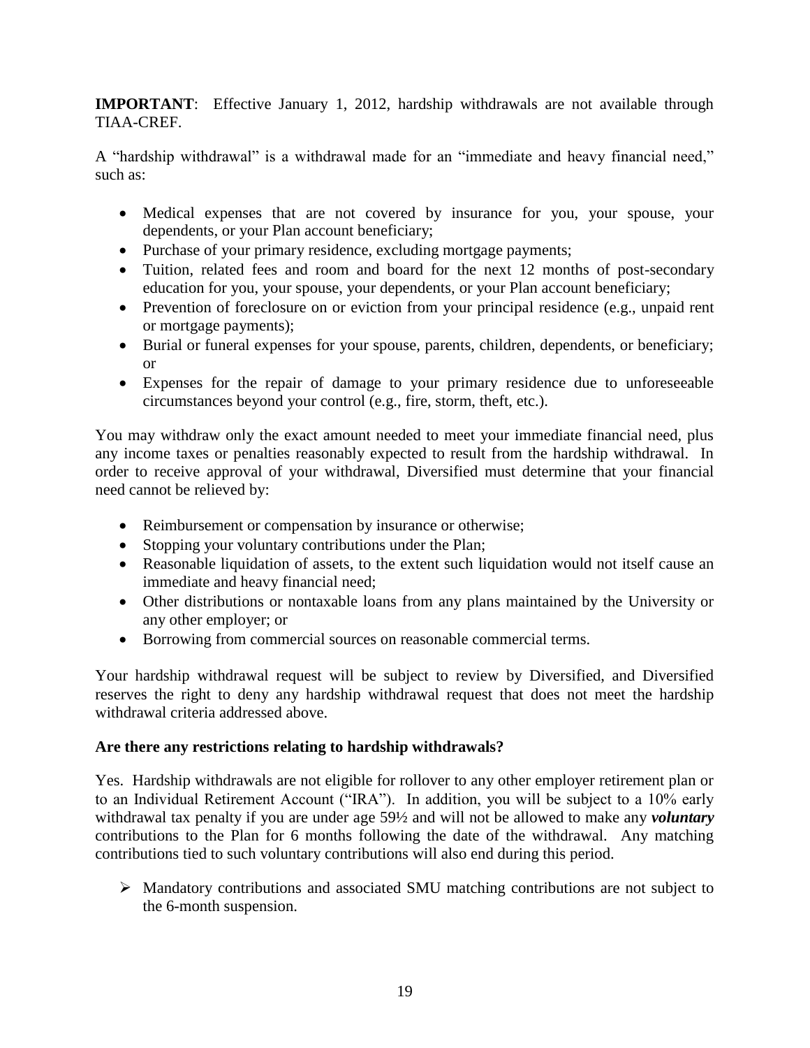**IMPORTANT**: Effective January 1, 2012, hardship withdrawals are not available through TIAA-CREF.

A "hardship withdrawal" is a withdrawal made for an "immediate and heavy financial need," such as:

- Medical expenses that are not covered by insurance for you, your spouse, your dependents, or your Plan account beneficiary;
- Purchase of your primary residence, excluding mortgage payments;
- Tuition, related fees and room and board for the next 12 months of post-secondary education for you, your spouse, your dependents, or your Plan account beneficiary;
- Prevention of foreclosure on or eviction from your principal residence (e.g., unpaid rent or mortgage payments);
- Burial or funeral expenses for your spouse, parents, children, dependents, or beneficiary; or
- Expenses for the repair of damage to your primary residence due to unforeseeable circumstances beyond your control (e.g., fire, storm, theft, etc.).

You may withdraw only the exact amount needed to meet your immediate financial need, plus any income taxes or penalties reasonably expected to result from the hardship withdrawal. In order to receive approval of your withdrawal, Diversified must determine that your financial need cannot be relieved by:

- Reimbursement or compensation by insurance or otherwise;
- Stopping your voluntary contributions under the Plan;
- Reasonable liquidation of assets, to the extent such liquidation would not itself cause an immediate and heavy financial need;
- Other distributions or nontaxable loans from any plans maintained by the University or any other employer; or
- Borrowing from commercial sources on reasonable commercial terms.

Your hardship withdrawal request will be subject to review by Diversified, and Diversified reserves the right to deny any hardship withdrawal request that does not meet the hardship withdrawal criteria addressed above.

**Are there any restrictions relating to hardship withdrawals?**

Yes. Hardship withdrawals are not eligible for rollover to any other employer retirement plan or to an Individual Retirement Account ("IRA"). In addition, you will be subject to a 10% early withdrawal tax penalty if you are under age 59½ and will not be allowed to make any ***voluntary*** contributions to the Plan for 6 months following the date of the withdrawal. Any matching contributions tied to such voluntary contributions will also end during this period.

- Mandatory contributions and associated SMU matching contributions are not subject to the 6-month suspension.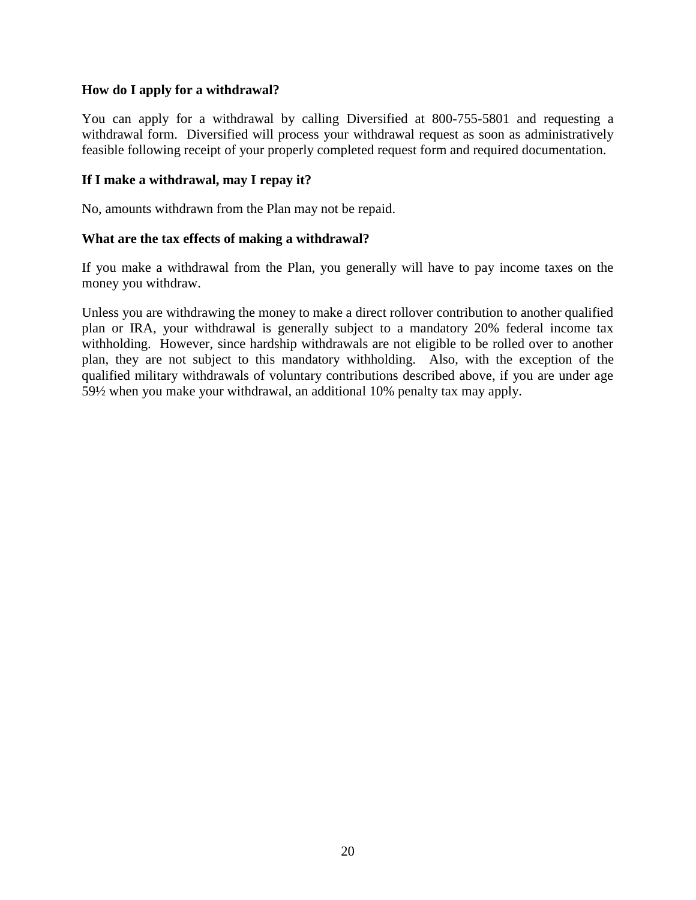**How do I apply for a withdrawal?**

You can apply for a withdrawal by calling Diversified at 800-755-5801 and requesting a withdrawal form. Diversified will process your withdrawal request as soon as administratively feasible following receipt of your properly completed request form and required documentation.

**If I make a withdrawal, may I repay it?**

No, amounts withdrawn from the Plan may not be repaid.

**What are the tax effects of making a withdrawal?**

If you make a withdrawal from the Plan, you generally will have to pay income taxes on the money you withdraw.

Unless you are withdrawing the money to make a direct rollover contribution to another qualified plan or IRA, your withdrawal is generally subject to a mandatory 20% federal income tax withholding. However, since hardship withdrawals are not eligible to be rolled over to another plan, they are not subject to this mandatory withholding. Also, with the exception of the qualified military withdrawals of voluntary contributions described above, if you are under age 59½ when you make your withdrawal, an additional 10% penalty tax may apply.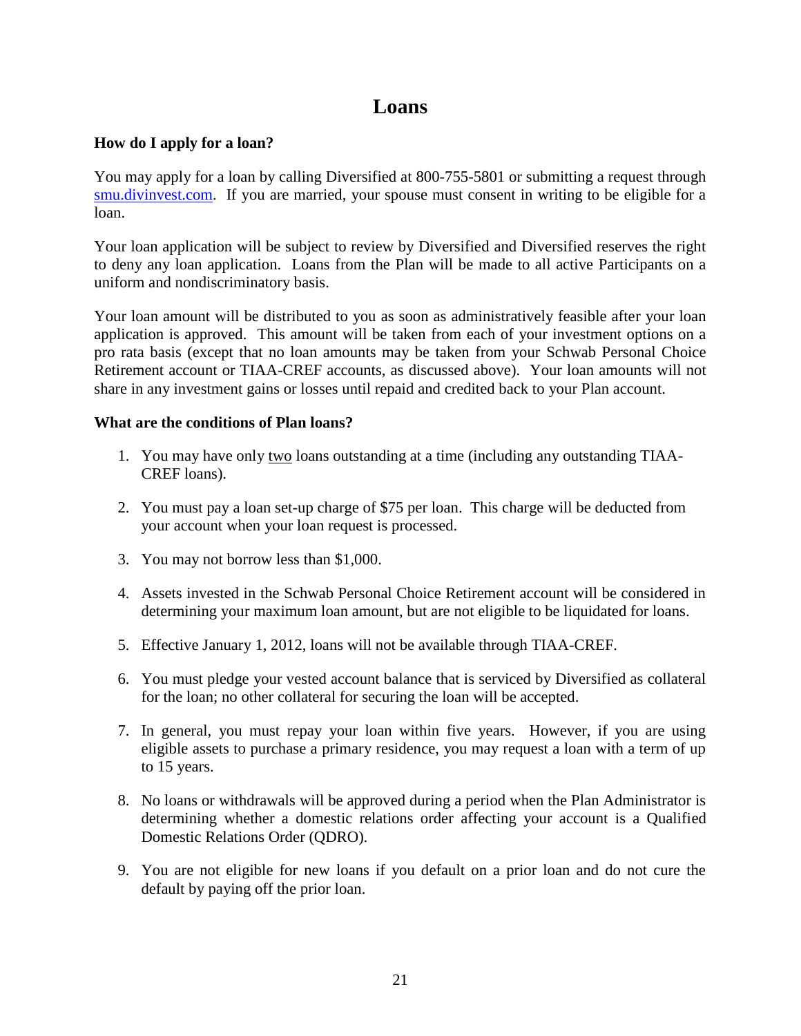# Loans

**How do I apply for a loan?**

You may apply for a loan by calling Diversified at 800-755-5801 or submitting a request through [smu.divinvest.com](smu.divinvest.com). If you are married, your spouse must consent in writing to be eligible for a loan.

Your loan application will be subject to review by Diversified and Diversified reserves the right to deny any loan application. Loans from the Plan will be made to all active Participants on a uniform and nondiscriminatory basis.

Your loan amount will be distributed to you as soon as administratively feasible after your loan application is approved. This amount will be taken from each of your investment options on a pro rata basis (except that no loan amounts may be taken from your Schwab Personal Choice Retirement account or TIAA-CREF accounts, as discussed above). Your loan amounts will not share in any investment gains or losses until repaid and credited back to your Plan account.

**What are the conditions of Plan loans?**

1. You may have only two loans outstanding at a time (including any outstanding TIAA-CREF loans).

2. You must pay a loan set-up charge of $75 per loan. This charge will be deducted from your account when your loan request is processed.

3. You may not borrow less than $1,000.

4. Assets invested in the Schwab Personal Choice Retirement account will be considered in determining your maximum loan amount, but are not eligible to be liquidated for loans.

5. Effective January 1, 2012, loans will not be available through TIAA-CREF.

6. You must pledge your vested account balance that is serviced by Diversified as collateral for the loan; no other collateral for securing the loan will be accepted.

7. In general, you must repay your loan within five years. However, if you are using eligible assets to purchase a primary residence, you may request a loan with a term of up to 15 years.

8. No loans or withdrawals will be approved during a period when the Plan Administrator is determining whether a domestic relations order affecting your account is a Qualified Domestic Relations Order (QDRO).

9. You are not eligible for new loans if you default on a prior loan and do not cure the default by paying off the prior loan.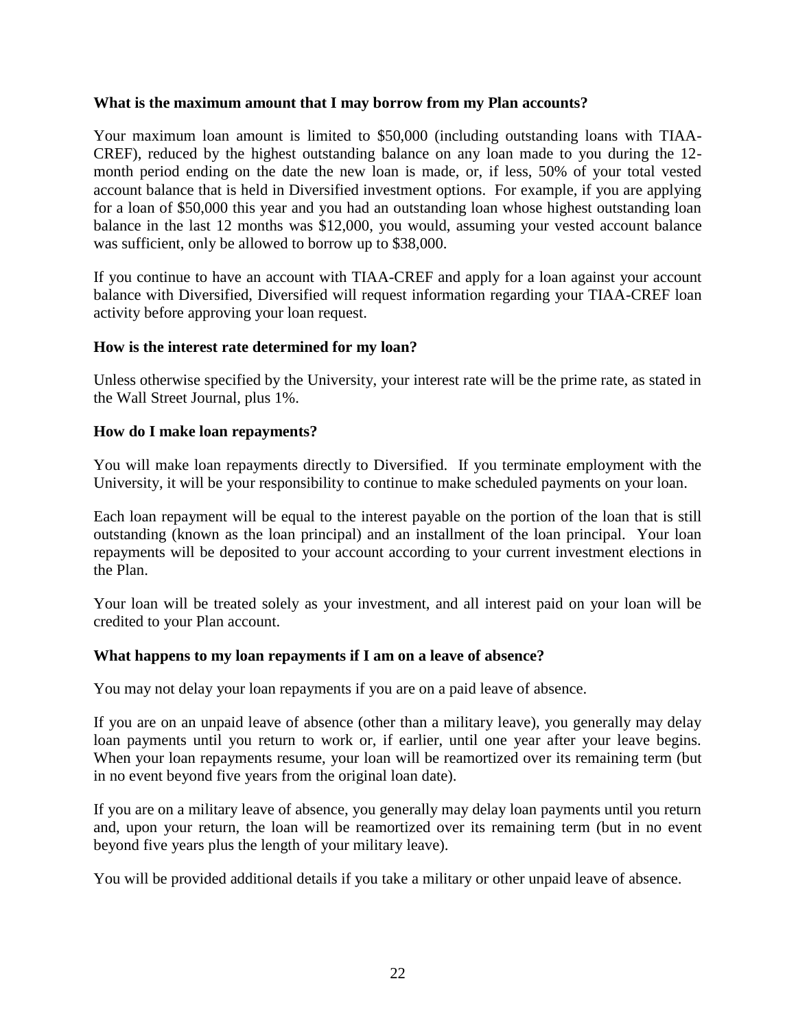**What is the maximum amount that I may borrow from my Plan accounts?**

Your maximum loan amount is limited to $50,000 (including outstanding loans with TIAA-CREF), reduced by the highest outstanding balance on any loan made to you during the 12-month period ending on the date the new loan is made, or, if less, 50% of your total vested account balance that is held in Diversified investment options. For example, if you are applying for a loan of $50,000 this year and you had an outstanding loan whose highest outstanding loan balance in the last 12 months was $12,000, you would, assuming your vested account balance was sufficient, only be allowed to borrow up to $38,000.

If you continue to have an account with TIAA-CREF and apply for a loan against your account balance with Diversified, Diversified will request information regarding your TIAA-CREF loan activity before approving your loan request.

**How is the interest rate determined for my loan?**

Unless otherwise specified by the University, your interest rate will be the prime rate, as stated in the Wall Street Journal, plus 1%.

**How do I make loan repayments?**

You will make loan repayments directly to Diversified. If you terminate employment with the University, it will be your responsibility to continue to make scheduled payments on your loan.

Each loan repayment will be equal to the interest payable on the portion of the loan that is still outstanding (known as the loan principal) and an installment of the loan principal. Your loan repayments will be deposited to your account according to your current investment elections in the Plan.

Your loan will be treated solely as your investment, and all interest paid on your loan will be credited to your Plan account.

**What happens to my loan repayments if I am on a leave of absence?**

You may not delay your loan repayments if you are on a paid leave of absence.

If you are on an unpaid leave of absence (other than a military leave), you generally may delay loan payments until you return to work or, if earlier, until one year after your leave begins. When your loan repayments resume, your loan will be reamortized over its remaining term (but in no event beyond five years from the original loan date).

If you are on a military leave of absence, you generally may delay loan payments until you return and, upon your return, the loan will be reamortized over its remaining term (but in no event beyond five years plus the length of your military leave).

You will be provided additional details if you take a military or other unpaid leave of absence.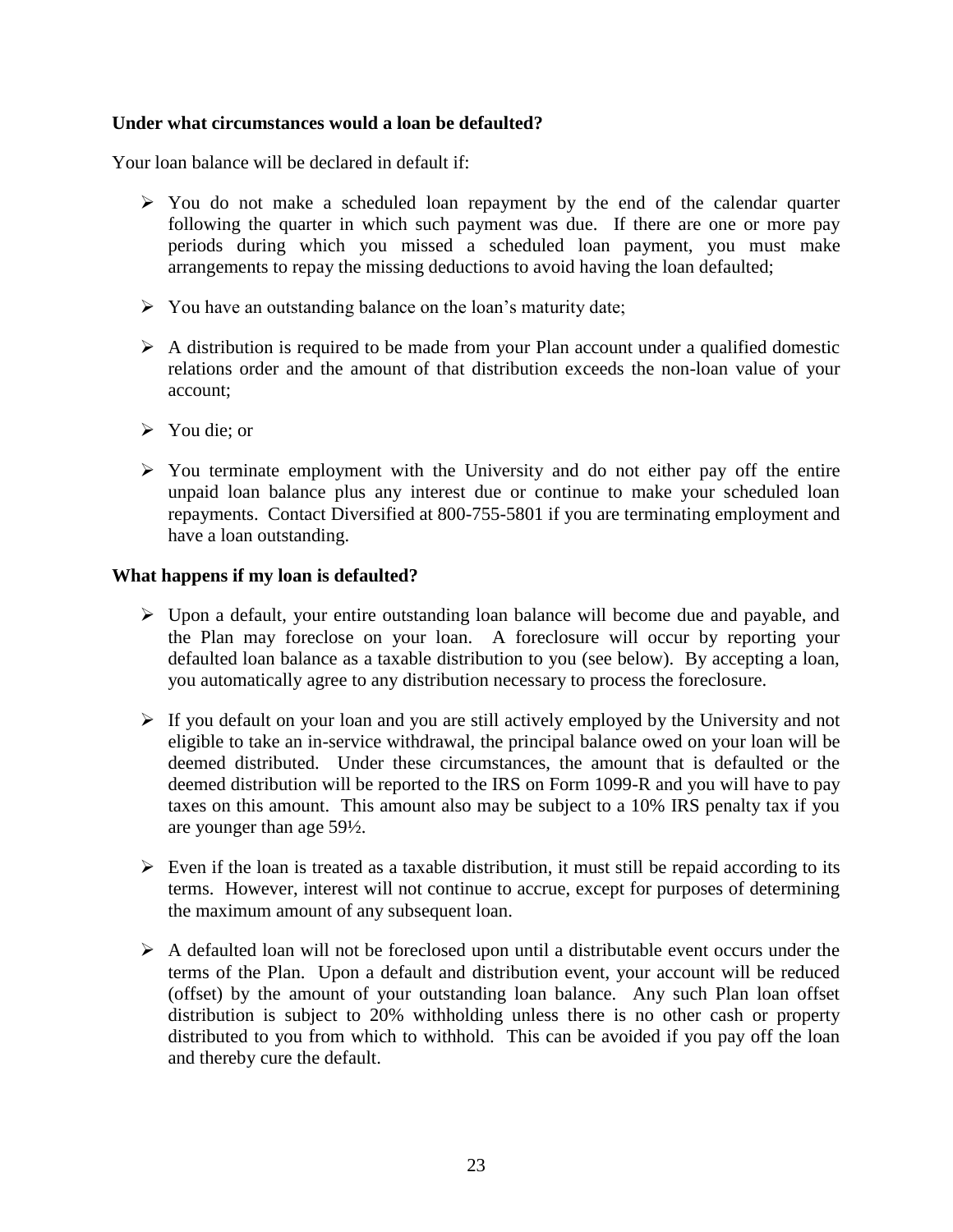**Under what circumstances would a loan be defaulted?**

Your loan balance will be declared in default if:

- You do not make a scheduled loan repayment by the end of the calendar quarter following the quarter in which such payment was due. If there are one or more pay periods during which you missed a scheduled loan payment, you must make arrangements to repay the missing deductions to avoid having the loan defaulted;
- You have an outstanding balance on the loan's maturity date;
- A distribution is required to be made from your Plan account under a qualified domestic relations order and the amount of that distribution exceeds the non-loan value of your account;
- You die; or
- You terminate employment with the University and do not either pay off the entire unpaid loan balance plus any interest due or continue to make your scheduled loan repayments. Contact Diversified at 800-755-5801 if you are terminating employment and have a loan outstanding.

**What happens if my loan is defaulted?**

- Upon a default, your entire outstanding loan balance will become due and payable, and the Plan may foreclose on your loan. A foreclosure will occur by reporting your defaulted loan balance as a taxable distribution to you (see below). By accepting a loan, you automatically agree to any distribution necessary to process the foreclosure.
- If you default on your loan and you are still actively employed by the University and not eligible to take an in-service withdrawal, the principal balance owed on your loan will be deemed distributed. Under these circumstances, the amount that is defaulted or the deemed distribution will be reported to the IRS on Form 1099-R and you will have to pay taxes on this amount. This amount also may be subject to a 10% IRS penalty tax if you are younger than age 59½.
- Even if the loan is treated as a taxable distribution, it must still be repaid according to its terms. However, interest will not continue to accrue, except for purposes of determining the maximum amount of any subsequent loan.
- A defaulted loan will not be foreclosed upon until a distributable event occurs under the terms of the Plan. Upon a default and distribution event, your account will be reduced (offset) by the amount of your outstanding loan balance. Any such Plan loan offset distribution is subject to 20% withholding unless there is no other cash or property distributed to you from which to withhold. This can be avoided if you pay off the loan and thereby cure the default.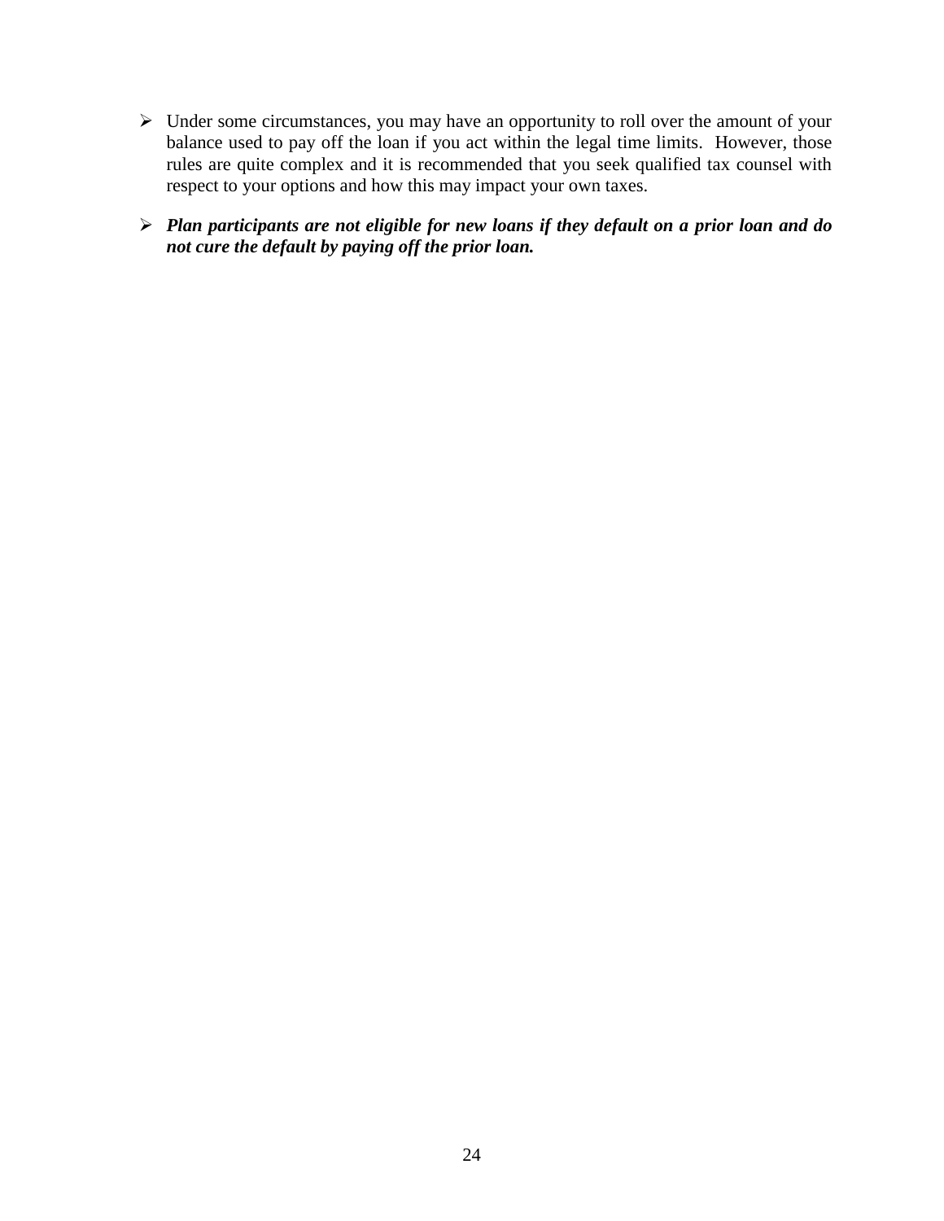- Under some circumstances, you may have an opportunity to roll over the amount of your balance used to pay off the loan if you act within the legal time limits. However, those rules are quite complex and it is recommended that you seek qualified tax counsel with respect to your options and how this may impact your own taxes.

- ***Plan participants are not eligible for new loans if they default on a prior loan and do not cure the default by paying off the prior loan.***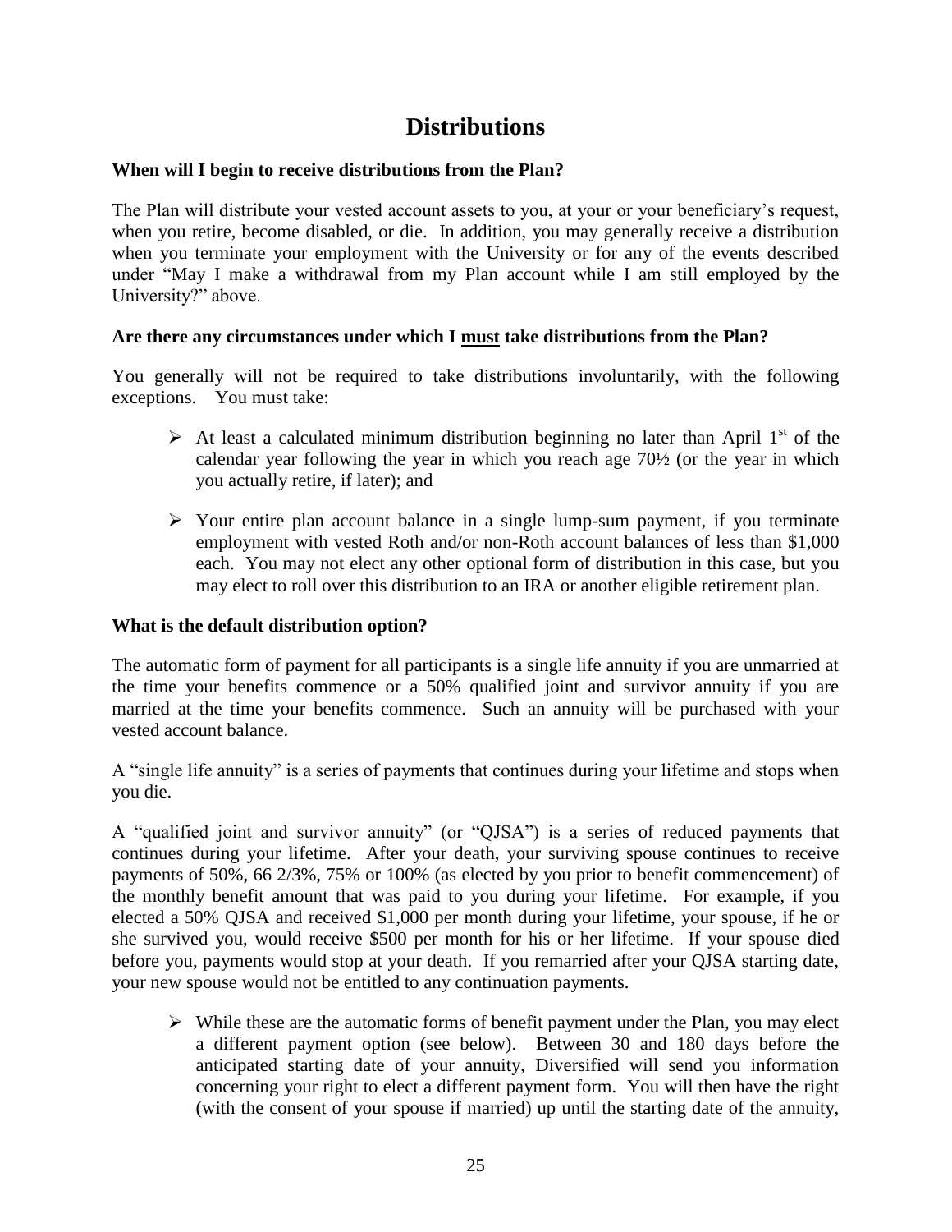# Distributions

**When will I begin to receive distributions from the Plan?**

The Plan will distribute your vested account assets to you, at your or your beneficiary's request, when you retire, become disabled, or die. In addition, you may generally receive a distribution when you terminate your employment with the University or for any of the events described under "May I make a withdrawal from my Plan account while I am still employed by the University?" above.

**Are there any circumstances under which I must take distributions from the Plan?**

You generally will not be required to take distributions involuntarily, with the following exceptions. You must take:

- At least a calculated minimum distribution beginning no later than April 1st of the calendar year following the year in which you reach age 70½ (or the year in which you actually retire, if later); and
- Your entire plan account balance in a single lump-sum payment, if you terminate employment with vested Roth and/or non-Roth account balances of less than $1,000 each. You may not elect any other optional form of distribution in this case, but you may elect to roll over this distribution to an IRA or another eligible retirement plan.

**What is the default distribution option?**

The automatic form of payment for all participants is a single life annuity if you are unmarried at the time your benefits commence or a 50% qualified joint and survivor annuity if you are married at the time your benefits commence. Such an annuity will be purchased with your vested account balance.

A "single life annuity" is a series of payments that continues during your lifetime and stops when you die.

A "qualified joint and survivor annuity" (or "QJSA") is a series of reduced payments that continues during your lifetime. After your death, your surviving spouse continues to receive payments of 50%, 66 2/3%, 75% or 100% (as elected by you prior to benefit commencement) of the monthly benefit amount that was paid to you during your lifetime. For example, if you elected a 50% QJSA and received $1,000 per month during your lifetime, your spouse, if he or she survived you, would receive $500 per month for his or her lifetime. If your spouse died before you, payments would stop at your death. If you remarried after your QJSA starting date, your new spouse would not be entitled to any continuation payments.

- While these are the automatic forms of benefit payment under the Plan, you may elect a different payment option (see below). Between 30 and 180 days before the anticipated starting date of your annuity, Diversified will send you information concerning your right to elect a different payment form. You will then have the right (with the consent of your spouse if married) up until the starting date of the annuity,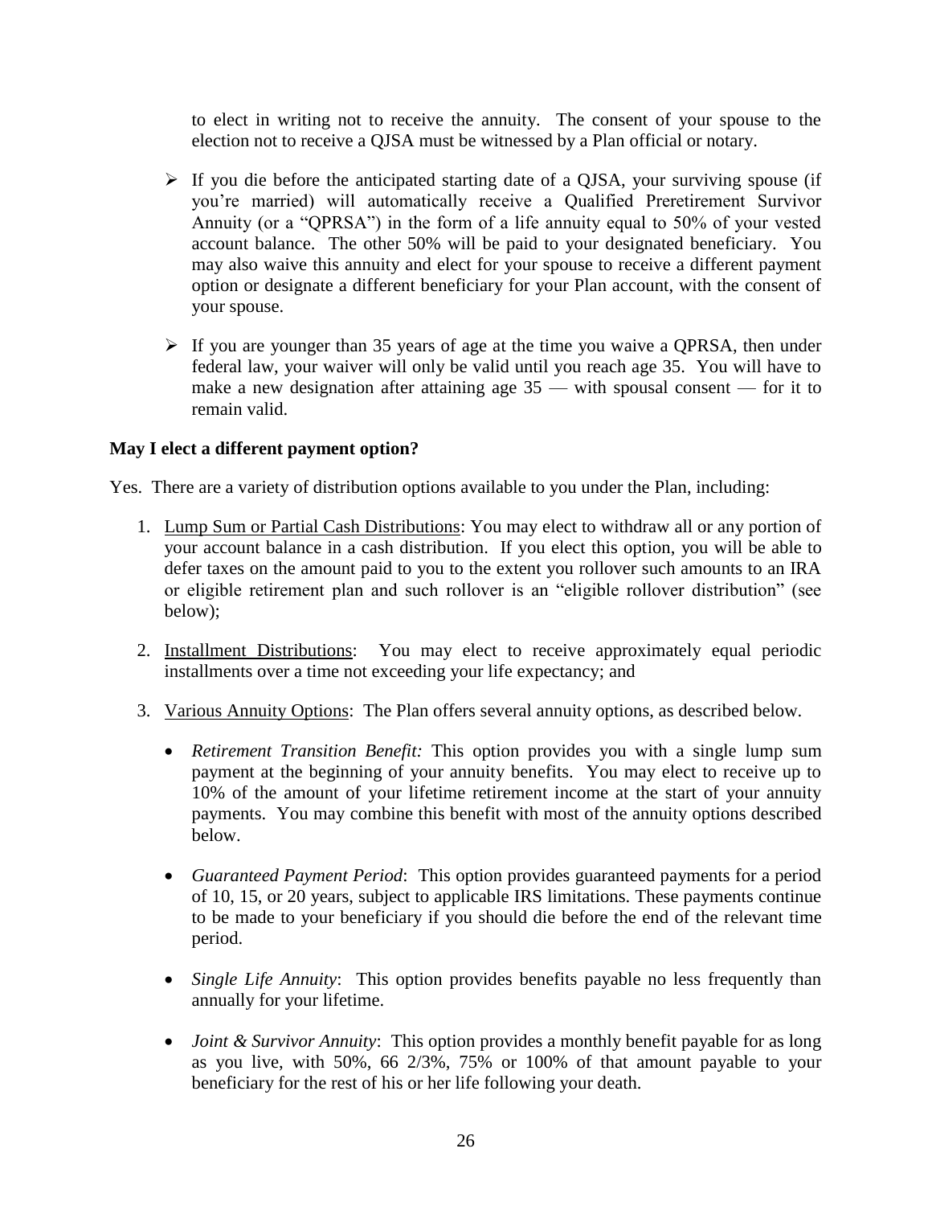to elect in writing not to receive the annuity. The consent of your spouse to the election not to receive a QJSA must be witnessed by a Plan official or notary.

- If you die before the anticipated starting date of a QJSA, your surviving spouse (if you're married) will automatically receive a Qualified Preretirement Survivor Annuity (or a "QPRSA") in the form of a life annuity equal to 50% of your vested account balance. The other 50% will be paid to your designated beneficiary. You may also waive this annuity and elect for your spouse to receive a different payment option or designate a different beneficiary for your Plan account, with the consent of your spouse.

- If you are younger than 35 years of age at the time you waive a QPRSA, then under federal law, your waiver will only be valid until you reach age 35. You will have to make a new designation after attaining age 35 — with spousal consent — for it to remain valid.

**May I elect a different payment option?**

Yes. There are a variety of distribution options available to you under the Plan, including:

1. Lump Sum or Partial Cash Distributions: You may elect to withdraw all or any portion of your account balance in a cash distribution. If you elect this option, you will be able to defer taxes on the amount paid to you to the extent you rollover such amounts to an IRA or eligible retirement plan and such rollover is an "eligible rollover distribution" (see below);

2. Installment Distributions: You may elect to receive approximately equal periodic installments over a time not exceeding your life expectancy; and

3. Various Annuity Options: The Plan offers several annuity options, as described below.

   - *Retirement Transition Benefit:* This option provides you with a single lump sum payment at the beginning of your annuity benefits. You may elect to receive up to 10% of the amount of your lifetime retirement income at the start of your annuity payments. You may combine this benefit with most of the annuity options described below.

   - *Guaranteed Payment Period*: This option provides guaranteed payments for a period of 10, 15, or 20 years, subject to applicable IRS limitations. These payments continue to be made to your beneficiary if you should die before the end of the relevant time period.

   - *Single Life Annuity*: This option provides benefits payable no less frequently than annually for your lifetime.

   - *Joint & Survivor Annuity*: This option provides a monthly benefit payable for as long as you live, with 50%, 66 2/3%, 75% or 100% of that amount payable to your beneficiary for the rest of his or her life following your death.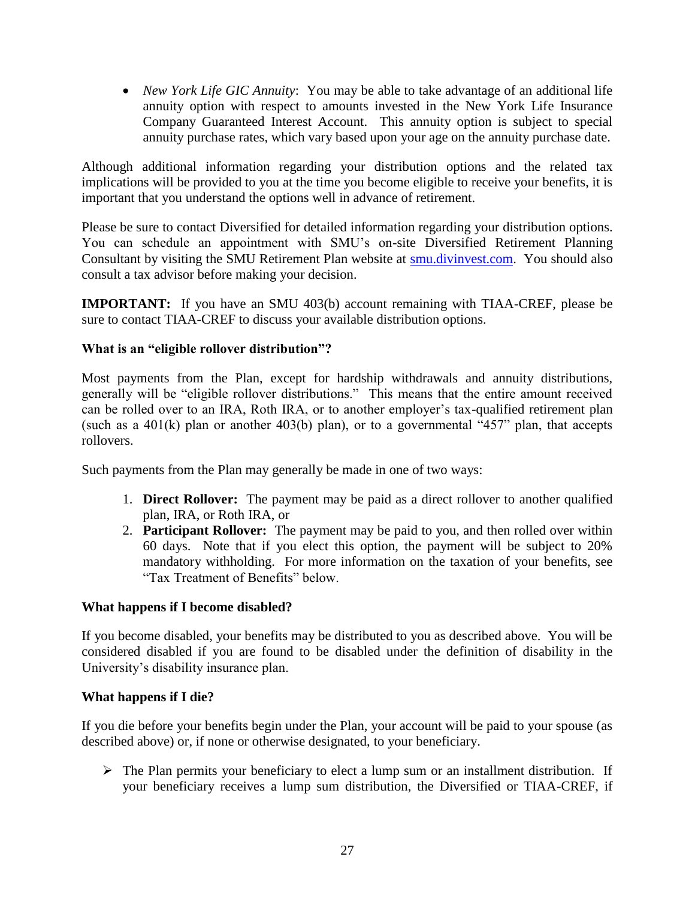- *New York Life GIC Annuity*: You may be able to take advantage of an additional life annuity option with respect to amounts invested in the New York Life Insurance Company Guaranteed Interest Account. This annuity option is subject to special annuity purchase rates, which vary based upon your age on the annuity purchase date.

Although additional information regarding your distribution options and the related tax implications will be provided to you at the time you become eligible to receive your benefits, it is important that you understand the options well in advance of retirement.

Please be sure to contact Diversified for detailed information regarding your distribution options. You can schedule an appointment with SMU's on-site Diversified Retirement Planning Consultant by visiting the SMU Retirement Plan website at [smu.divinvest.com](smu.divinvest.com). You should also consult a tax advisor before making your decision.

**IMPORTANT:** If you have an SMU 403(b) account remaining with TIAA-CREF, please be sure to contact TIAA-CREF to discuss your available distribution options.

**What is an "eligible rollover distribution"?**

Most payments from the Plan, except for hardship withdrawals and annuity distributions, generally will be "eligible rollover distributions." This means that the entire amount received can be rolled over to an IRA, Roth IRA, or to another employer's tax-qualified retirement plan (such as a 401(k) plan or another 403(b) plan), or to a governmental "457" plan, that accepts rollovers.

Such payments from the Plan may generally be made in one of two ways:

1. **Direct Rollover:** The payment may be paid as a direct rollover to another qualified plan, IRA, or Roth IRA, or
2. **Participant Rollover:** The payment may be paid to you, and then rolled over within 60 days. Note that if you elect this option, the payment will be subject to 20% mandatory withholding. For more information on the taxation of your benefits, see "Tax Treatment of Benefits" below.

**What happens if I become disabled?**

If you become disabled, your benefits may be distributed to you as described above. You will be considered disabled if you are found to be disabled under the definition of disability in the University's disability insurance plan.

**What happens if I die?**

If you die before your benefits begin under the Plan, your account will be paid to your spouse (as described above) or, if none or otherwise designated, to your beneficiary.

- The Plan permits your beneficiary to elect a lump sum or an installment distribution. If your beneficiary receives a lump sum distribution, the Diversified or TIAA-CREF, if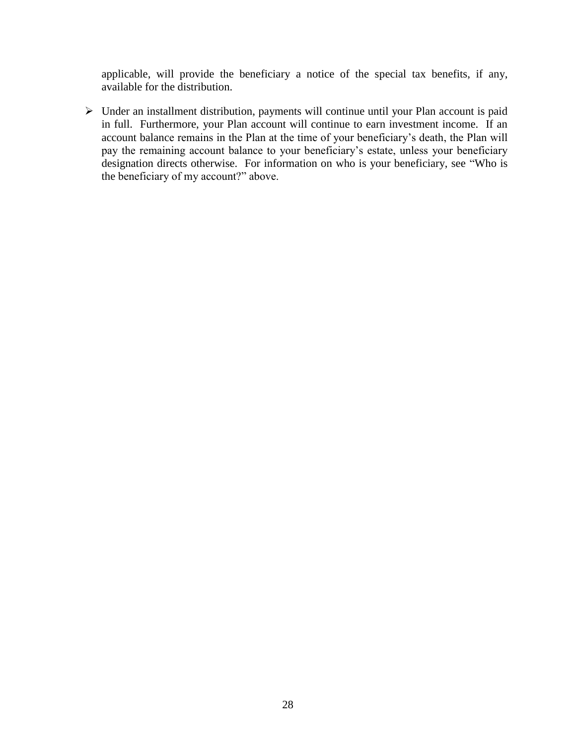applicable, will provide the beneficiary a notice of the special tax benefits, if any, available for the distribution.

- Under an installment distribution, payments will continue until your Plan account is paid in full. Furthermore, your Plan account will continue to earn investment income. If an account balance remains in the Plan at the time of your beneficiary's death, the Plan will pay the remaining account balance to your beneficiary's estate, unless your beneficiary designation directs otherwise. For information on who is your beneficiary, see "Who is the beneficiary of my account?" above.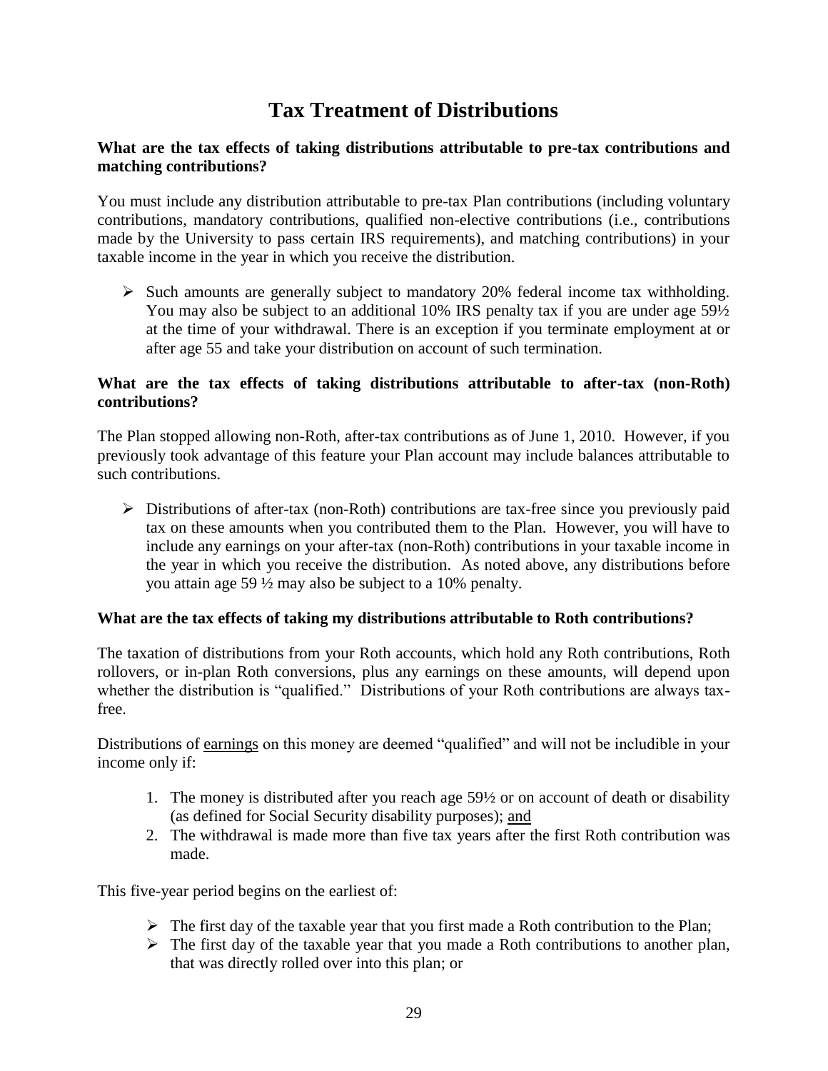# Tax Treatment of Distributions

**What are the tax effects of taking distributions attributable to pre-tax contributions and matching contributions?**

You must include any distribution attributable to pre-tax Plan contributions (including voluntary contributions, mandatory contributions, qualified non-elective contributions (i.e., contributions made by the University to pass certain IRS requirements), and matching contributions) in your taxable income in the year in which you receive the distribution.

- Such amounts are generally subject to mandatory 20% federal income tax withholding. You may also be subject to an additional 10% IRS penalty tax if you are under age 59½ at the time of your withdrawal. There is an exception if you terminate employment at or after age 55 and take your distribution on account of such termination.

**What are the tax effects of taking distributions attributable to after-tax (non-Roth) contributions?**

The Plan stopped allowing non-Roth, after-tax contributions as of June 1, 2010. However, if you previously took advantage of this feature your Plan account may include balances attributable to such contributions.

- Distributions of after-tax (non-Roth) contributions are tax-free since you previously paid tax on these amounts when you contributed them to the Plan. However, you will have to include any earnings on your after-tax (non-Roth) contributions in your taxable income in the year in which you receive the distribution. As noted above, any distributions before you attain age 59 ½ may also be subject to a 10% penalty.

**What are the tax effects of taking my distributions attributable to Roth contributions?**

The taxation of distributions from your Roth accounts, which hold any Roth contributions, Roth rollovers, or in-plan Roth conversions, plus any earnings on these amounts, will depend upon whether the distribution is "qualified." Distributions of your Roth contributions are always tax-free.

Distributions of earnings on this money are deemed "qualified" and will not be includible in your income only if:

1. The money is distributed after you reach age 59½ or on account of death or disability (as defined for Social Security disability purposes); and
2. The withdrawal is made more than five tax years after the first Roth contribution was made.

This five-year period begins on the earliest of:

- The first day of the taxable year that you first made a Roth contribution to the Plan;
- The first day of the taxable year that you made a Roth contributions to another plan, that was directly rolled over into this plan; or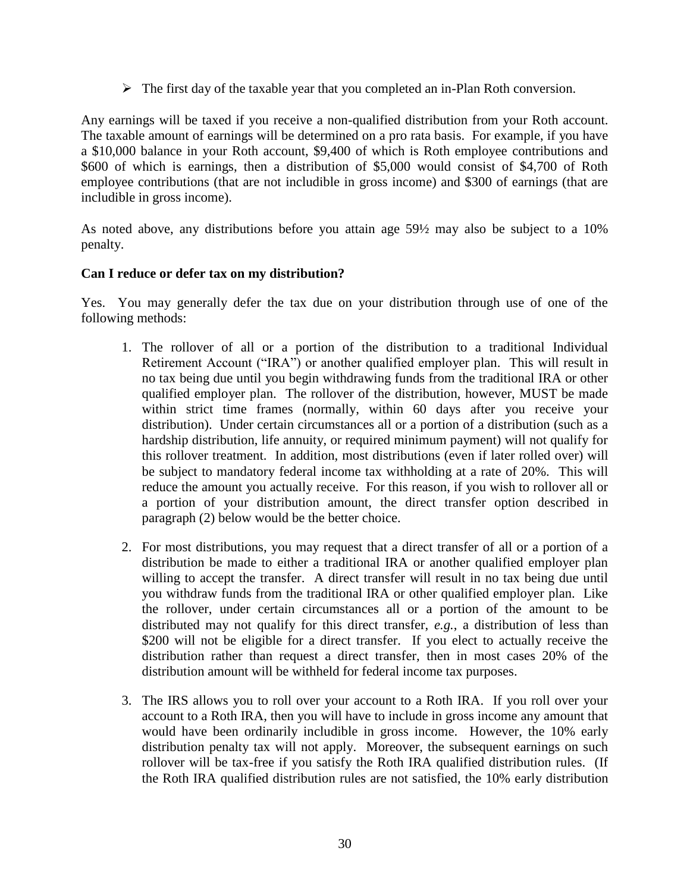- The first day of the taxable year that you completed an in-Plan Roth conversion.

Any earnings will be taxed if you receive a non-qualified distribution from your Roth account. The taxable amount of earnings will be determined on a pro rata basis. For example, if you have a $10,000 balance in your Roth account, $9,400 of which is Roth employee contributions and $600 of which is earnings, then a distribution of $5,000 would consist of $4,700 of Roth employee contributions (that are not includible in gross income) and $300 of earnings (that are includible in gross income).

As noted above, any distributions before you attain age 59½ may also be subject to a 10% penalty.

**Can I reduce or defer tax on my distribution?**

Yes. You may generally defer the tax due on your distribution through use of one of the following methods:

1. The rollover of all or a portion of the distribution to a traditional Individual Retirement Account ("IRA") or another qualified employer plan. This will result in no tax being due until you begin withdrawing funds from the traditional IRA or other qualified employer plan. The rollover of the distribution, however, MUST be made within strict time frames (normally, within 60 days after you receive your distribution). Under certain circumstances all or a portion of a distribution (such as a hardship distribution, life annuity, or required minimum payment) will not qualify for this rollover treatment. In addition, most distributions (even if later rolled over) will be subject to mandatory federal income tax withholding at a rate of 20%. This will reduce the amount you actually receive. For this reason, if you wish to rollover all or a portion of your distribution amount, the direct transfer option described in paragraph (2) below would be the better choice.

2. For most distributions, you may request that a direct transfer of all or a portion of a distribution be made to either a traditional IRA or another qualified employer plan willing to accept the transfer. A direct transfer will result in no tax being due until you withdraw funds from the traditional IRA or other qualified employer plan. Like the rollover, under certain circumstances all or a portion of the amount to be distributed may not qualify for this direct transfer, *e.g.*, a distribution of less than $200 will not be eligible for a direct transfer. If you elect to actually receive the distribution rather than request a direct transfer, then in most cases 20% of the distribution amount will be withheld for federal income tax purposes.

3. The IRS allows you to roll over your account to a Roth IRA. If you roll over your account to a Roth IRA, then you will have to include in gross income any amount that would have been ordinarily includible in gross income. However, the 10% early distribution penalty tax will not apply. Moreover, the subsequent earnings on such rollover will be tax-free if you satisfy the Roth IRA qualified distribution rules. (If the Roth IRA qualified distribution rules are not satisfied, the 10% early distribution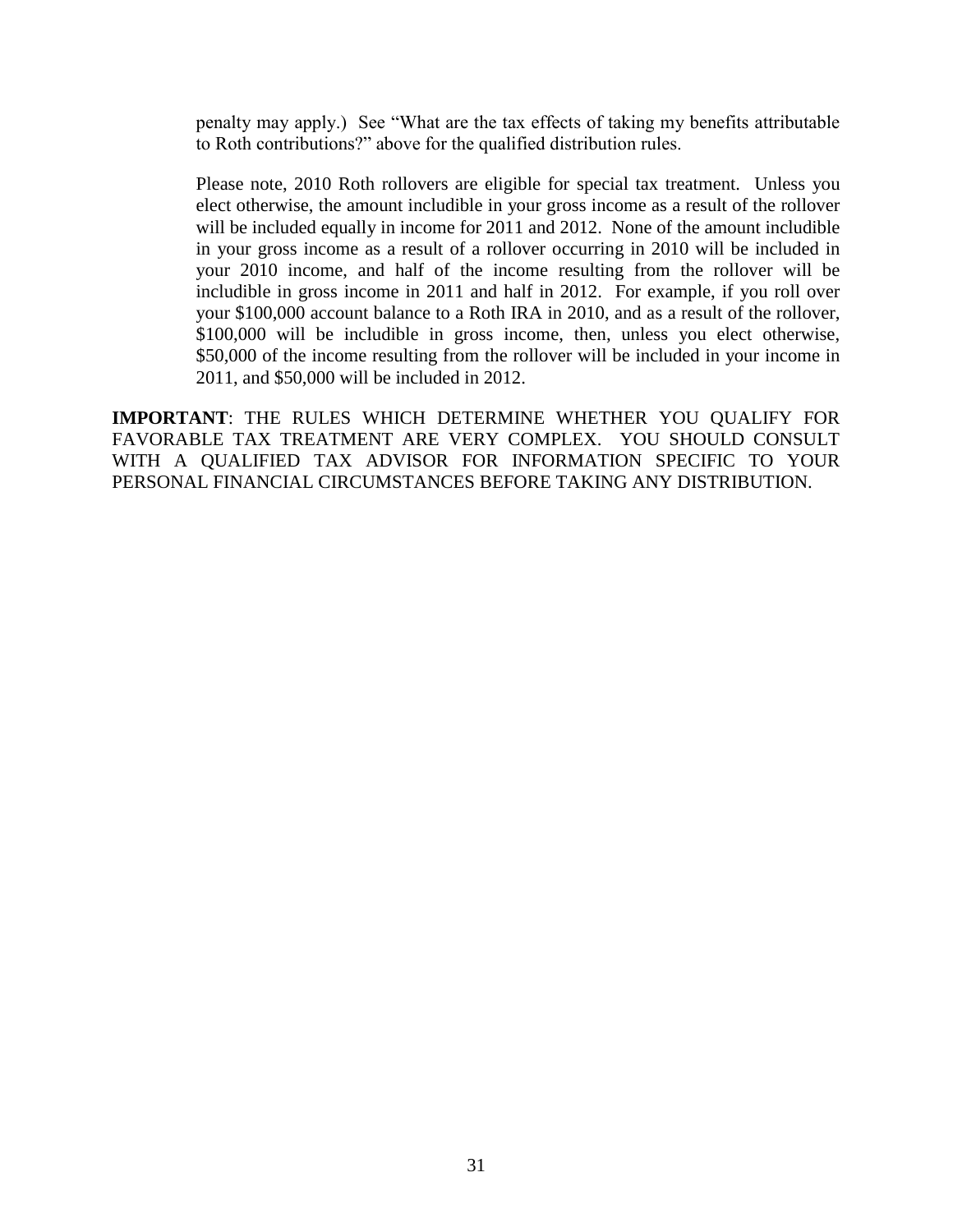penalty may apply.) See "What are the tax effects of taking my benefits attributable to Roth contributions?" above for the qualified distribution rules.

Please note, 2010 Roth rollovers are eligible for special tax treatment. Unless you elect otherwise, the amount includible in your gross income as a result of the rollover will be included equally in income for 2011 and 2012. None of the amount includible in your gross income as a result of a rollover occurring in 2010 will be included in your 2010 income, and half of the income resulting from the rollover will be includible in gross income in 2011 and half in 2012. For example, if you roll over your $100,000 account balance to a Roth IRA in 2010, and as a result of the rollover, $100,000 will be includible in gross income, then, unless you elect otherwise, $50,000 of the income resulting from the rollover will be included in your income in 2011, and $50,000 will be included in 2012.

**IMPORTANT**: THE RULES WHICH DETERMINE WHETHER YOU QUALIFY FOR FAVORABLE TAX TREATMENT ARE VERY COMPLEX. YOU SHOULD CONSULT WITH A QUALIFIED TAX ADVISOR FOR INFORMATION SPECIFIC TO YOUR PERSONAL FINANCIAL CIRCUMSTANCES BEFORE TAKING ANY DISTRIBUTION.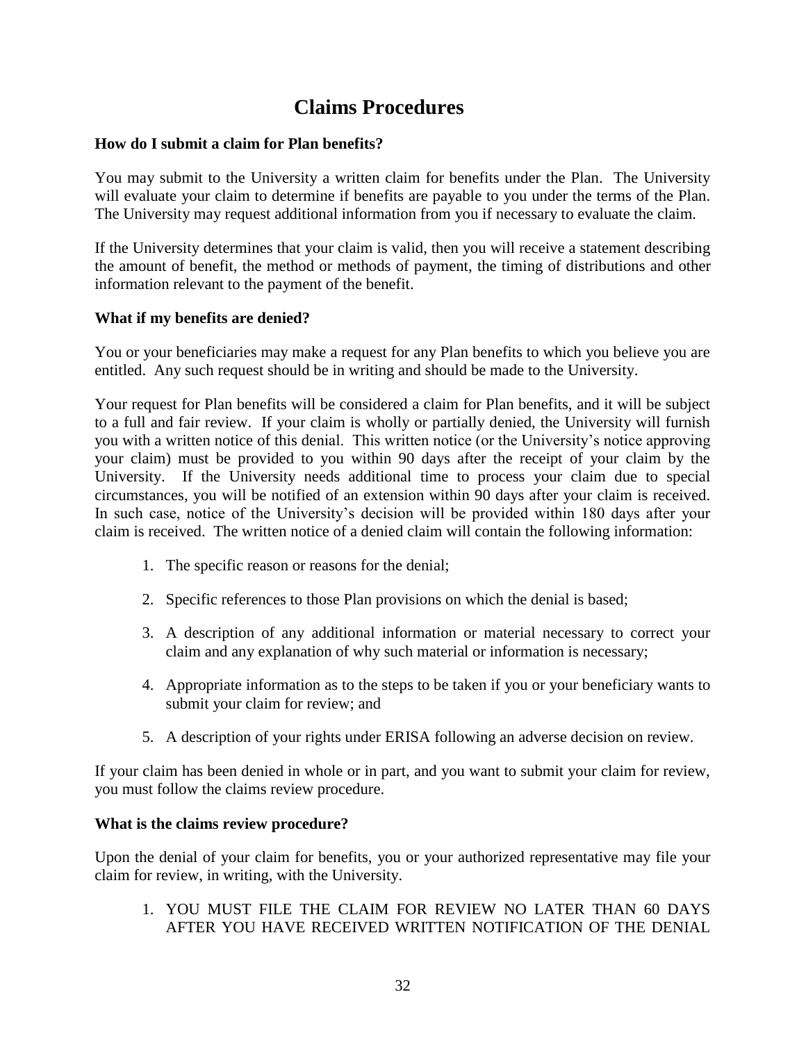# Claims Procedures

**How do I submit a claim for Plan benefits?**

You may submit to the University a written claim for benefits under the Plan. The University will evaluate your claim to determine if benefits are payable to you under the terms of the Plan. The University may request additional information from you if necessary to evaluate the claim.

If the University determines that your claim is valid, then you will receive a statement describing the amount of benefit, the method or methods of payment, the timing of distributions and other information relevant to the payment of the benefit.

**What if my benefits are denied?**

You or your beneficiaries may make a request for any Plan benefits to which you believe you are entitled. Any such request should be in writing and should be made to the University.

Your request for Plan benefits will be considered a claim for Plan benefits, and it will be subject to a full and fair review. If your claim is wholly or partially denied, the University will furnish you with a written notice of this denial. This written notice (or the University's notice approving your claim) must be provided to you within 90 days after the receipt of your claim by the University. If the University needs additional time to process your claim due to special circumstances, you will be notified of an extension within 90 days after your claim is received. In such case, notice of the University's decision will be provided within 180 days after your claim is received. The written notice of a denied claim will contain the following information:

1. The specific reason or reasons for the denial;
2. Specific references to those Plan provisions on which the denial is based;
3. A description of any additional information or material necessary to correct your claim and any explanation of why such material or information is necessary;
4. Appropriate information as to the steps to be taken if you or your beneficiary wants to submit your claim for review; and
5. A description of your rights under ERISA following an adverse decision on review.

If your claim has been denied in whole or in part, and you want to submit your claim for review, you must follow the claims review procedure.

**What is the claims review procedure?**

Upon the denial of your claim for benefits, you or your authorized representative may file your claim for review, in writing, with the University.

1. YOU MUST FILE THE CLAIM FOR REVIEW NO LATER THAN 60 DAYS AFTER YOU HAVE RECEIVED WRITTEN NOTIFICATION OF THE DENIAL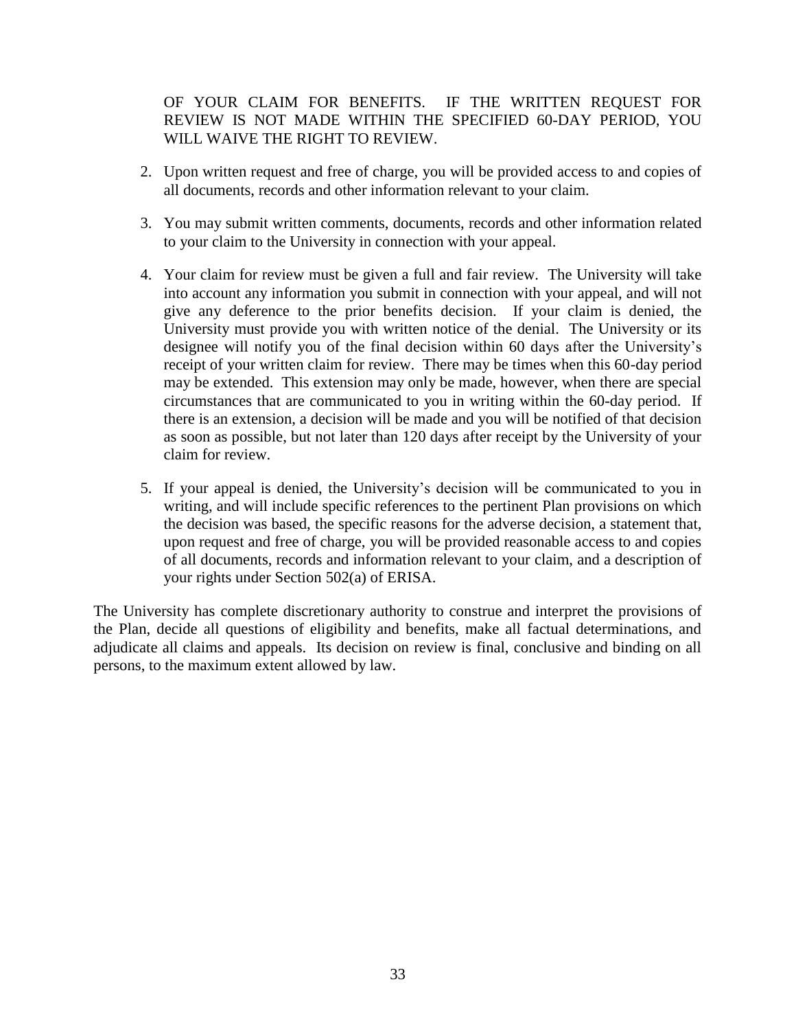OF YOUR CLAIM FOR BENEFITS. IF THE WRITTEN REQUEST FOR REVIEW IS NOT MADE WITHIN THE SPECIFIED 60-DAY PERIOD, YOU WILL WAIVE THE RIGHT TO REVIEW.

2. Upon written request and free of charge, you will be provided access to and copies of all documents, records and other information relevant to your claim.

3. You may submit written comments, documents, records and other information related to your claim to the University in connection with your appeal.

4. Your claim for review must be given a full and fair review. The University will take into account any information you submit in connection with your appeal, and will not give any deference to the prior benefits decision. If your claim is denied, the University must provide you with written notice of the denial. The University or its designee will notify you of the final decision within 60 days after the University's receipt of your written claim for review. There may be times when this 60-day period may be extended. This extension may only be made, however, when there are special circumstances that are communicated to you in writing within the 60-day period. If there is an extension, a decision will be made and you will be notified of that decision as soon as possible, but not later than 120 days after receipt by the University of your claim for review.

5. If your appeal is denied, the University's decision will be communicated to you in writing, and will include specific references to the pertinent Plan provisions on which the decision was based, the specific reasons for the adverse decision, a statement that, upon request and free of charge, you will be provided reasonable access to and copies of all documents, records and information relevant to your claim, and a description of your rights under Section 502(a) of ERISA.

The University has complete discretionary authority to construe and interpret the provisions of the Plan, decide all questions of eligibility and benefits, make all factual determinations, and adjudicate all claims and appeals. Its decision on review is final, conclusive and binding on all persons, to the maximum extent allowed by law.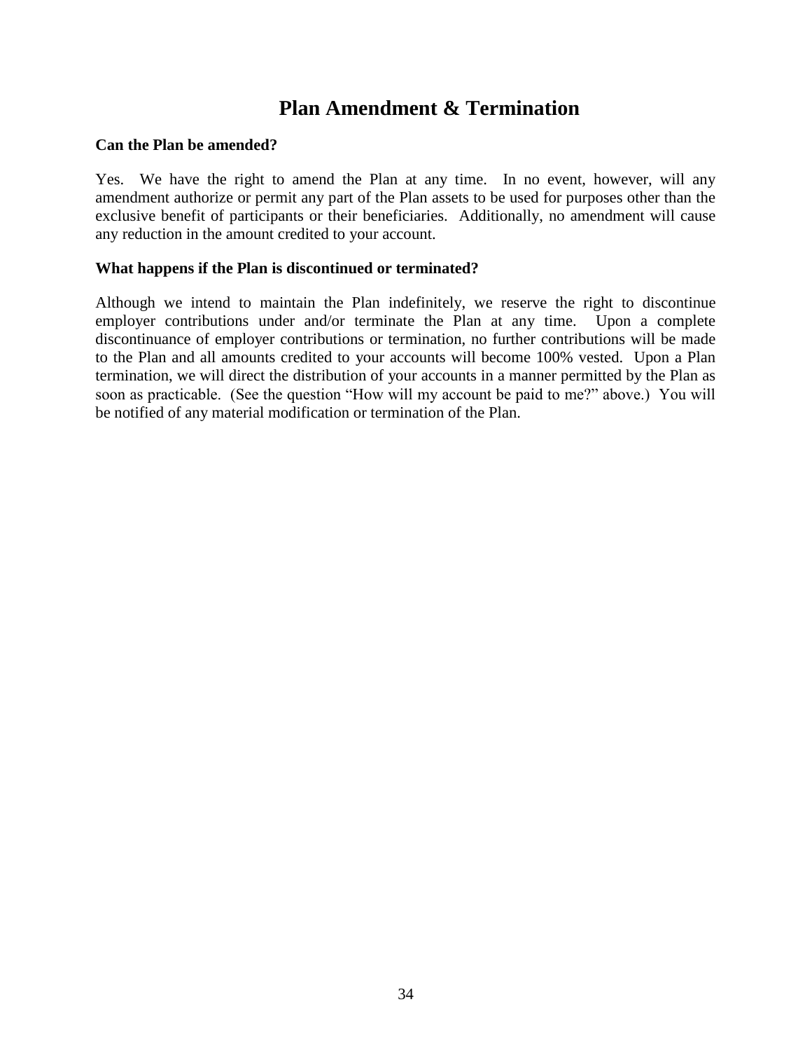# Plan Amendment & Termination

**Can the Plan be amended?**

Yes. We have the right to amend the Plan at any time. In no event, however, will any amendment authorize or permit any part of the Plan assets to be used for purposes other than the exclusive benefit of participants or their beneficiaries. Additionally, no amendment will cause any reduction in the amount credited to your account.

**What happens if the Plan is discontinued or terminated?**

Although we intend to maintain the Plan indefinitely, we reserve the right to discontinue employer contributions under and/or terminate the Plan at any time. Upon a complete discontinuance of employer contributions or termination, no further contributions will be made to the Plan and all amounts credited to your accounts will become 100% vested. Upon a Plan termination, we will direct the distribution of your accounts in a manner permitted by the Plan as soon as practicable. (See the question "How will my account be paid to me?" above.) You will be notified of any material modification or termination of the Plan.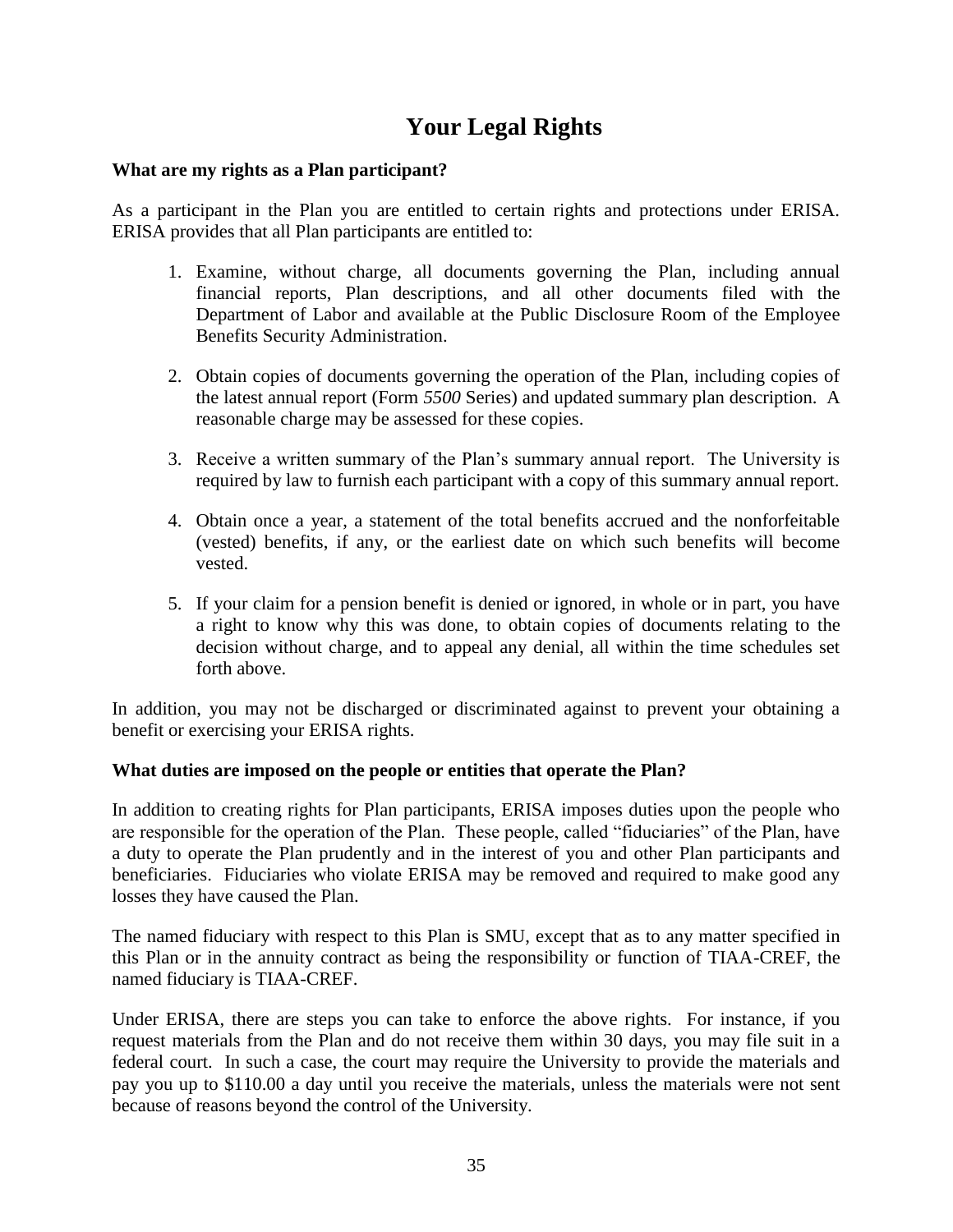# Your Legal Rights

**What are my rights as a Plan participant?**

As a participant in the Plan you are entitled to certain rights and protections under ERISA. ERISA provides that all Plan participants are entitled to:

1. Examine, without charge, all documents governing the Plan, including annual financial reports, Plan descriptions, and all other documents filed with the Department of Labor and available at the Public Disclosure Room of the Employee Benefits Security Administration.

2. Obtain copies of documents governing the operation of the Plan, including copies of the latest annual report (Form *5500* Series) and updated summary plan description. A reasonable charge may be assessed for these copies.

3. Receive a written summary of the Plan's summary annual report. The University is required by law to furnish each participant with a copy of this summary annual report.

4. Obtain once a year, a statement of the total benefits accrued and the nonforfeitable (vested) benefits, if any, or the earliest date on which such benefits will become vested.

5. If your claim for a pension benefit is denied or ignored, in whole or in part, you have a right to know why this was done, to obtain copies of documents relating to the decision without charge, and to appeal any denial, all within the time schedules set forth above.

In addition, you may not be discharged or discriminated against to prevent your obtaining a benefit or exercising your ERISA rights.

**What duties are imposed on the people or entities that operate the Plan?**

In addition to creating rights for Plan participants, ERISA imposes duties upon the people who are responsible for the operation of the Plan. These people, called "fiduciaries" of the Plan, have a duty to operate the Plan prudently and in the interest of you and other Plan participants and beneficiaries. Fiduciaries who violate ERISA may be removed and required to make good any losses they have caused the Plan.

The named fiduciary with respect to this Plan is SMU, except that as to any matter specified in this Plan or in the annuity contract as being the responsibility or function of TIAA-CREF, the named fiduciary is TIAA-CREF.

Under ERISA, there are steps you can take to enforce the above rights. For instance, if you request materials from the Plan and do not receive them within 30 days, you may file suit in a federal court. In such a case, the court may require the University to provide the materials and pay you up to $110.00 a day until you receive the materials, unless the materials were not sent because of reasons beyond the control of the University.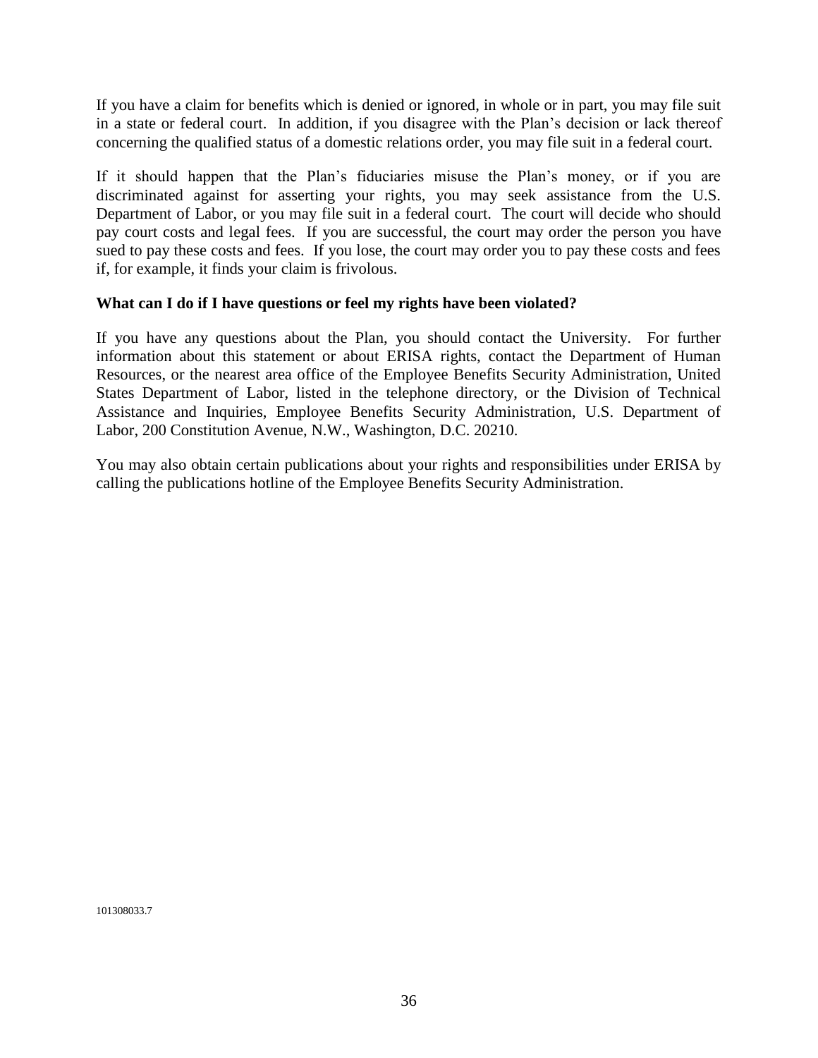If you have a claim for benefits which is denied or ignored, in whole or in part, you may file suit in a state or federal court. In addition, if you disagree with the Plan's decision or lack thereof concerning the qualified status of a domestic relations order, you may file suit in a federal court.

If it should happen that the Plan's fiduciaries misuse the Plan's money, or if you are discriminated against for asserting your rights, you may seek assistance from the U.S. Department of Labor, or you may file suit in a federal court. The court will decide who should pay court costs and legal fees. If you are successful, the court may order the person you have sued to pay these costs and fees. If you lose, the court may order you to pay these costs and fees if, for example, it finds your claim is frivolous.

**What can I do if I have questions or feel my rights have been violated?**

If you have any questions about the Plan, you should contact the University. For further information about this statement or about ERISA rights, contact the Department of Human Resources, or the nearest area office of the Employee Benefits Security Administration, United States Department of Labor, listed in the telephone directory, or the Division of Technical Assistance and Inquiries, Employee Benefits Security Administration, U.S. Department of Labor, 200 Constitution Avenue, N.W., Washington, D.C. 20210.

You may also obtain certain publications about your rights and responsibilities under ERISA by calling the publications hotline of the Employee Benefits Security Administration.

101308033.7